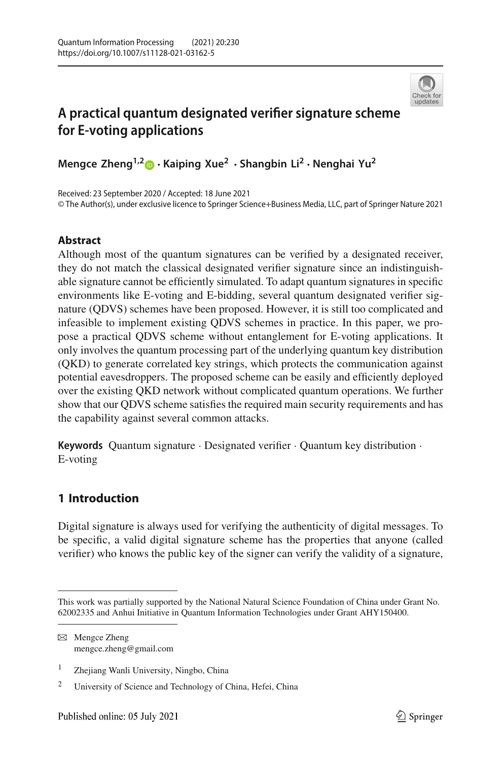# A practical quantum designated verifier signature scheme for E-voting applications

**Mengce Zheng[1,2] · Kaiping Xue[2] · Shangbin Li[2] · Nenghai Yu[2]**

Received: 23 September 2020 / Accepted: 18 June 2021
© The Author(s), under exclusive licence to Springer Science+Business Media, LLC, part of Springer Nature 2021

## Abstract

Although most of the quantum signatures can be verified by a designated receiver, they do not match the classical designated verifier signature since an indistinguishable signature cannot be efficiently simulated. To adapt quantum signatures in specific environments like E-voting and E-bidding, several quantum designated verifier signature (QDVS) schemes have been proposed. However, it is still too complicated and infeasible to implement existing QDVS schemes in practice. In this paper, we propose a practical QDVS scheme without entanglement for E-voting applications. It only involves the quantum processing part of the underlying quantum key distribution (QKD) to generate correlated key strings, which protects the communication against potential eavesdroppers. The proposed scheme can be easily and efficiently deployed over the existing QKD network without complicated quantum operations. We further show that our QDVS scheme satisfies the required main security requirements and has the capability against several common attacks.

**Keywords** Quantum signature · Designated verifier · Quantum key distribution · E-voting

## 1 Introduction

Digital signature is always used for verifying the authenticity of digital messages. To be specific, a valid digital signature scheme has the properties that anyone (called verifier) who knows the public key of the signer can verify the validity of a signature,

---

This work was partially supported by the National Natural Science Foundation of China under Grant No. 62002335 and Anhui Initiative in Quantum Information Technologies under Grant AHY150400.

✉ Mengce Zheng
mengce.zheng@gmail.com

[1] Zhejiang Wanli University, Ningbo, China

[2] University of Science and Technology of China, Hefei, China

Published online: 05 July 2021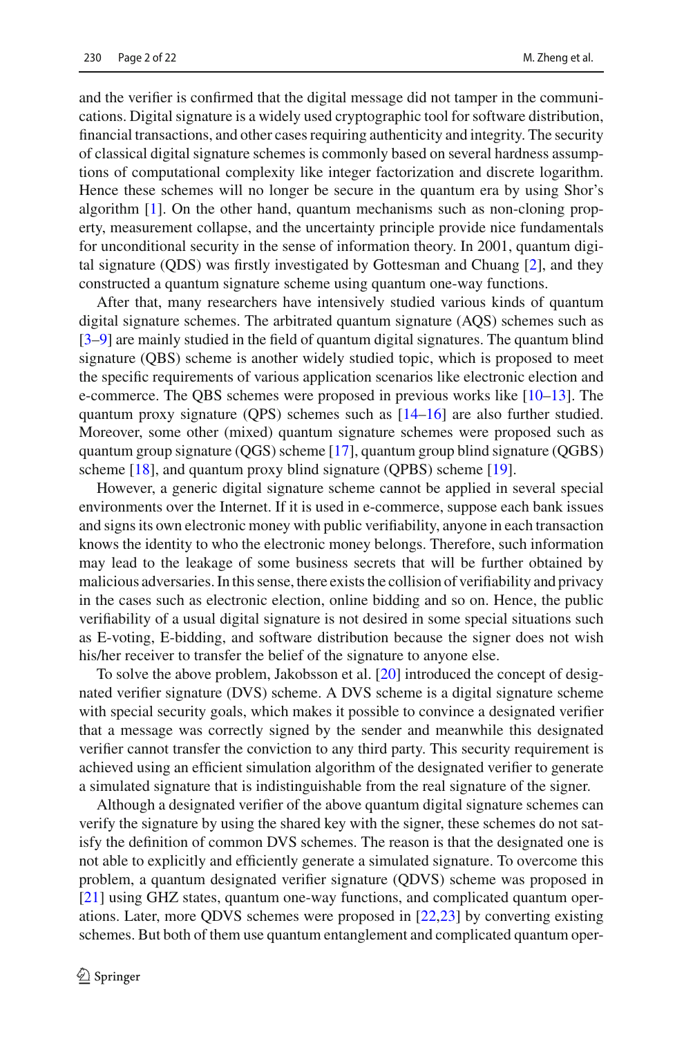and the verifier is confirmed that the digital message did not tamper in the communications. Digital signature is a widely used cryptographic tool for software distribution, financial transactions, and other cases requiring authenticity and integrity. The security of classical digital signature schemes is commonly based on several hardness assumptions of computational complexity like integer factorization and discrete logarithm. Hence these schemes will no longer be secure in the quantum era by using Shor's algorithm [1]. On the other hand, quantum mechanisms such as non-cloning property, measurement collapse, and the uncertainty principle provide nice fundamentals for unconditional security in the sense of information theory. In 2001, quantum digital signature (QDS) was firstly investigated by Gottesman and Chuang [2], and they constructed a quantum signature scheme using quantum one-way functions.

After that, many researchers have intensively studied various kinds of quantum digital signature schemes. The arbitrated quantum signature (AQS) schemes such as [3–9] are mainly studied in the field of quantum digital signatures. The quantum blind signature (QBS) scheme is another widely studied topic, which is proposed to meet the specific requirements of various application scenarios like electronic election and e-commerce. The QBS schemes were proposed in previous works like [10–13]. The quantum proxy signature (QPS) schemes such as [14–16] are also further studied. Moreover, some other (mixed) quantum signature schemes were proposed such as quantum group signature (QGS) scheme [17], quantum group blind signature (QGBS) scheme [18], and quantum proxy blind signature (QPBS) scheme [19].

However, a generic digital signature scheme cannot be applied in several special environments over the Internet. If it is used in e-commerce, suppose each bank issues and signs its own electronic money with public verifiability, anyone in each transaction knows the identity to who the electronic money belongs. Therefore, such information may lead to the leakage of some business secrets that will be further obtained by malicious adversaries. In this sense, there exists the collision of verifiability and privacy in the cases such as electronic election, online bidding and so on. Hence, the public verifiability of a usual digital signature is not desired in some special situations such as E-voting, E-bidding, and software distribution because the signer does not wish his/her receiver to transfer the belief of the signature to anyone else.

To solve the above problem, Jakobsson et al. [20] introduced the concept of designated verifier signature (DVS) scheme. A DVS scheme is a digital signature scheme with special security goals, which makes it possible to convince a designated verifier that a message was correctly signed by the sender and meanwhile this designated verifier cannot transfer the conviction to any third party. This security requirement is achieved using an efficient simulation algorithm of the designated verifier to generate a simulated signature that is indistinguishable from the real signature of the signer.

Although a designated verifier of the above quantum digital signature schemes can verify the signature by using the shared key with the signer, these schemes do not satisfy the definition of common DVS schemes. The reason is that the designated one is not able to explicitly and efficiently generate a simulated signature. To overcome this problem, a quantum designated verifier signature (QDVS) scheme was proposed in [21] using GHZ states, quantum one-way functions, and complicated quantum operations. Later, more QDVS schemes were proposed in [22,23] by converting existing schemes. But both of them use quantum entanglement and complicated quantum oper-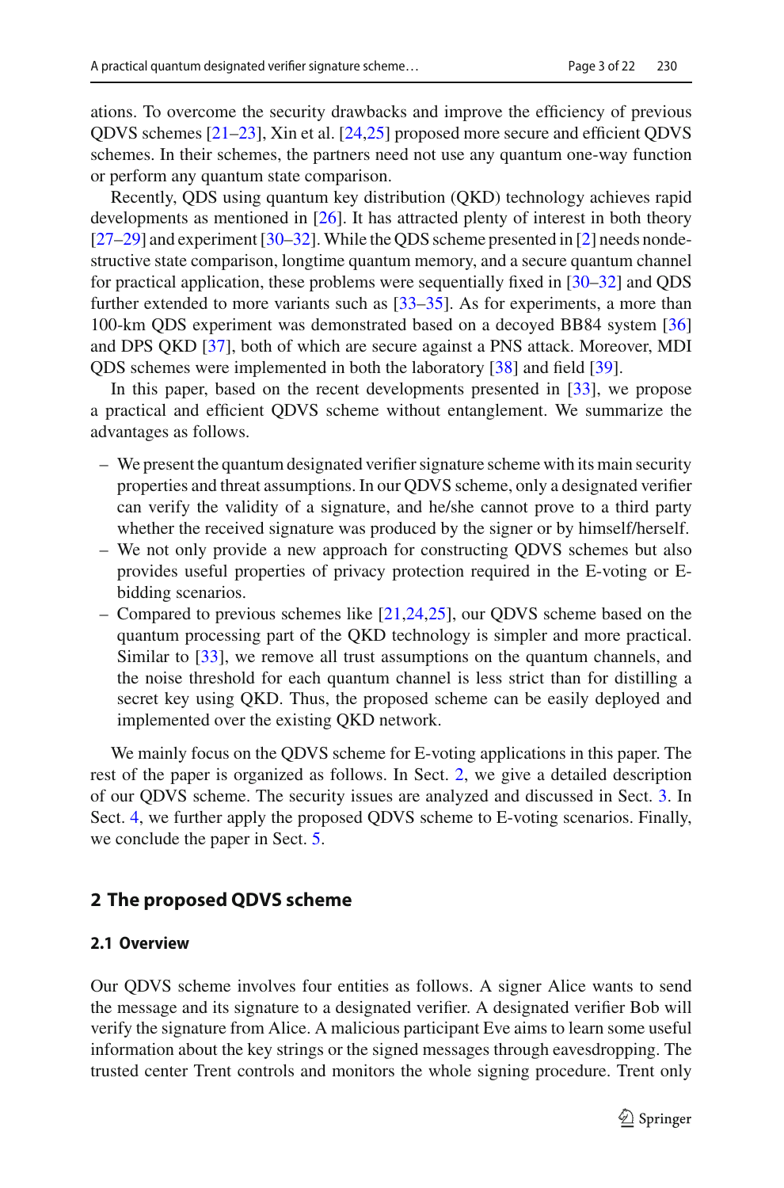ations. To overcome the security drawbacks and improve the efficiency of previous QDVS schemes [21–23], Xin et al. [24,25] proposed more secure and efficient QDVS schemes. In their schemes, the partners need not use any quantum one-way function or perform any quantum state comparison.

Recently, QDS using quantum key distribution (QKD) technology achieves rapid developments as mentioned in [26]. It has attracted plenty of interest in both theory [27–29] and experiment [30–32]. While the QDS scheme presented in [2] needs nondestructive state comparison, longtime quantum memory, and a secure quantum channel for practical application, these problems were sequentially fixed in [30–32] and QDS further extended to more variants such as [33–35]. As for experiments, a more than 100-km QDS experiment was demonstrated based on a decoyed BB84 system [36] and DPS QKD [37], both of which are secure against a PNS attack. Moreover, MDI QDS schemes were implemented in both the laboratory [38] and field [39].

In this paper, based on the recent developments presented in [33], we propose a practical and efficient QDVS scheme without entanglement. We summarize the advantages as follows.

- We present the quantum designated verifier signature scheme with its main security properties and threat assumptions. In our QDVS scheme, only a designated verifier can verify the validity of a signature, and he/she cannot prove to a third party whether the received signature was produced by the signer or by himself/herself.
- We not only provide a new approach for constructing QDVS schemes but also provides useful properties of privacy protection required in the E-voting or E-bidding scenarios.
- Compared to previous schemes like [21,24,25], our QDVS scheme based on the quantum processing part of the QKD technology is simpler and more practical. Similar to [33], we remove all trust assumptions on the quantum channels, and the noise threshold for each quantum channel is less strict than for distilling a secret key using QKD. Thus, the proposed scheme can be easily deployed and implemented over the existing QKD network.

We mainly focus on the QDVS scheme for E-voting applications in this paper. The rest of the paper is organized as follows. In Sect. 2, we give a detailed description of our QDVS scheme. The security issues are analyzed and discussed in Sect. 3. In Sect. 4, we further apply the proposed QDVS scheme to E-voting scenarios. Finally, we conclude the paper in Sect. 5.

## 2 The proposed QDVS scheme

### 2.1 Overview

Our QDVS scheme involves four entities as follows. A signer Alice wants to send the message and its signature to a designated verifier. A designated verifier Bob will verify the signature from Alice. A malicious participant Eve aims to learn some useful information about the key strings or the signed messages through eavesdropping. The trusted center Trent controls and monitors the whole signing procedure. Trent only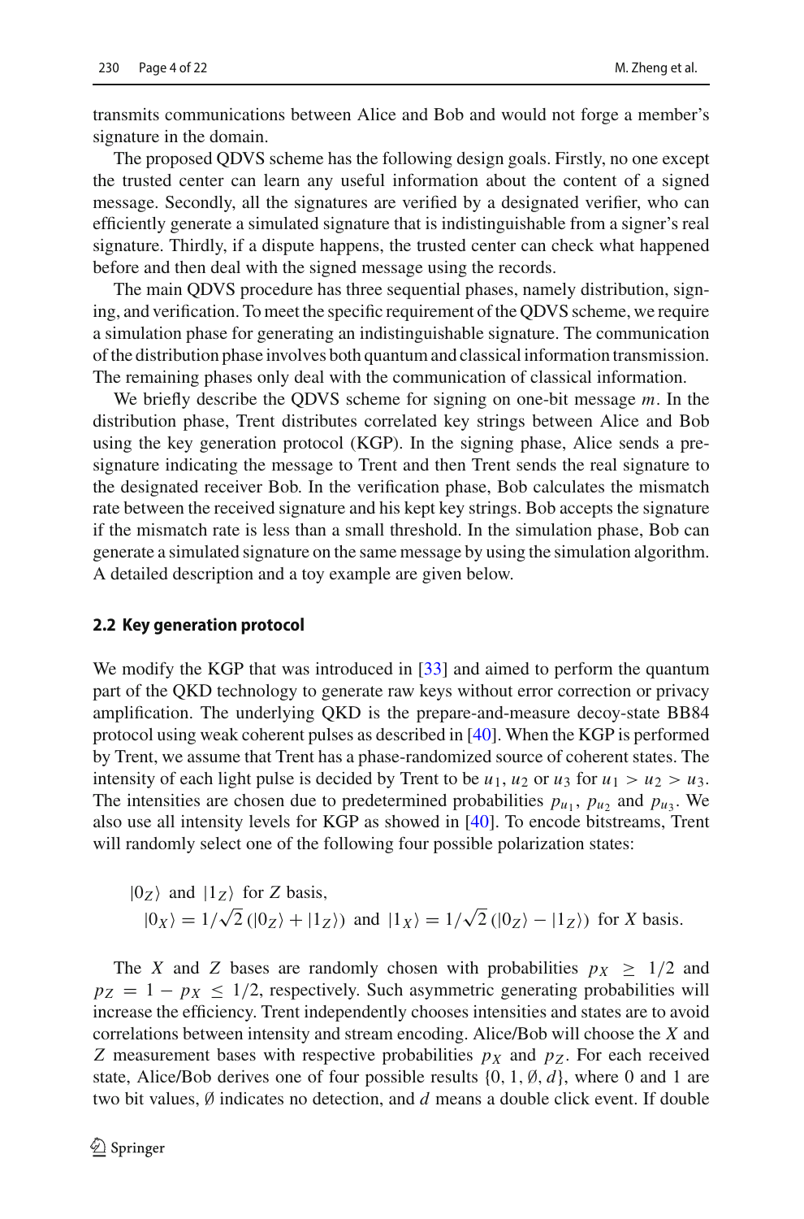transmits communications between Alice and Bob and would not forge a member's signature in the domain.

The proposed QDVS scheme has the following design goals. Firstly, no one except the trusted center can learn any useful information about the content of a signed message. Secondly, all the signatures are verified by a designated verifier, who can efficiently generate a simulated signature that is indistinguishable from a signer's real signature. Thirdly, if a dispute happens, the trusted center can check what happened before and then deal with the signed message using the records.

The main QDVS procedure has three sequential phases, namely distribution, signing, and verification. To meet the specific requirement of the QDVS scheme, we require a simulation phase for generating an indistinguishable signature. The communication of the distribution phase involves both quantum and classical information transmission. The remaining phases only deal with the communication of classical information.

We briefly describe the QDVS scheme for signing on one-bit message $m$. In the distribution phase, Trent distributes correlated key strings between Alice and Bob using the key generation protocol (KGP). In the signing phase, Alice sends a pre-signature indicating the message to Trent and then Trent sends the real signature to the designated receiver Bob. In the verification phase, Bob calculates the mismatch rate between the received signature and his kept key strings. Bob accepts the signature if the mismatch rate is less than a small threshold. In the simulation phase, Bob can generate a simulated signature on the same message by using the simulation algorithm. A detailed description and a toy example are given below.

### 2.2 Key generation protocol

We modify the KGP that was introduced in [33] and aimed to perform the quantum part of the QKD technology to generate raw keys without error correction or privacy amplification. The underlying QKD is the prepare-and-measure decoy-state BB84 protocol using weak coherent pulses as described in [40]. When the KGP is performed by Trent, we assume that Trent has a phase-randomized source of coherent states. The intensity of each light pulse is decided by Trent to be $u_1$, $u_2$ or $u_3$ for $u_1 > u_2 > u_3$. The intensities are chosen due to predetermined probabilities $p_{u_1}$, $p_{u_2}$ and $p_{u_3}$. We also use all intensity levels for KGP as showed in [40]. To encode bitstreams, Trent will randomly select one of the following four possible polarization states:

$$
\begin{aligned}
&|0_Z\rangle \text{ and } |1_Z\rangle \text{ for } Z \text{ basis},\\
&\quad |0_X\rangle = 1/\sqrt{2}\,(|0_Z\rangle + |1_Z\rangle) \text{ and } |1_X\rangle = 1/\sqrt{2}\,(|0_Z\rangle - |1_Z\rangle) \text{ for } X \text{ basis}.
\end{aligned}
$$

The $X$ and $Z$ bases are randomly chosen with probabilities $p_X \geq 1/2$ and $p_Z = 1 - p_X \leq 1/2$, respectively. Such asymmetric generating probabilities will increase the efficiency. Trent independently chooses intensities and states are to avoid correlations between intensity and stream encoding. Alice/Bob will choose the $X$ and $Z$ measurement bases with respective probabilities $p_X$ and $p_Z$. For each received state, Alice/Bob derives one of four possible results $\{0, 1, \emptyset, d\}$, where 0 and 1 are two bit values, $\emptyset$ indicates no detection, and $d$ means a double click event. If double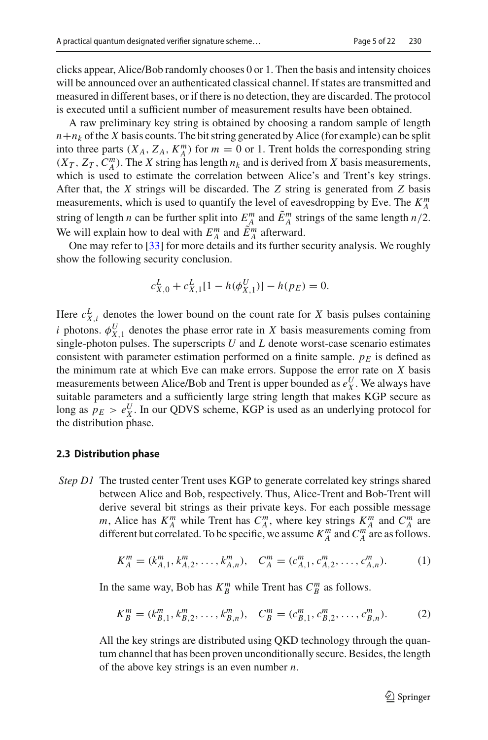clicks appear, Alice/Bob randomly chooses 0 or 1. Then the basis and intensity choices will be announced over an authenticated classical channel. If states are transmitted and measured in different bases, or if there is no detection, they are discarded. The protocol is executed until a sufficient number of measurement results have been obtained.

A raw preliminary key string is obtained by choosing a random sample of length $n+n_k$ of the $X$ basis counts. The bit string generated by Alice (for example) can be split into three parts $(X_A, Z_A, K_A^m)$ for $m = 0$ or 1. Trent holds the corresponding string $(X_T, Z_T, C_A^m)$. The $X$ string has length $n_k$ and is derived from $X$ basis measurements, which is used to estimate the correlation between Alice's and Trent's key strings. After that, the $X$ strings will be discarded. The $Z$ string is generated from $Z$ basis measurements, which is used to quantify the level of eavesdropping by Eve. The $K_A^m$ string of length $n$ can be further split into $E_A^m$ and $\tilde{E}_A^m$ strings of the same length $n/2$. We will explain how to deal with $E_A^m$ and $\tilde{E}_A^m$ afterward.

One may refer to [33] for more details and its further security analysis. We roughly show the following security conclusion.

$$c_{X,0}^L + c_{X,1}^L[1 - h(\phi_{X,1}^U)] - h(p_E) = 0.$$

Here $c_{X,i}^L$ denotes the lower bound on the count rate for $X$ basis pulses containing $i$ photons. $\phi_{X,1}^U$ denotes the phase error rate in $X$ basis measurements coming from single-photon pulses. The superscripts $U$ and $L$ denote worst-case scenario estimates consistent with parameter estimation performed on a finite sample. $p_E$ is defined as the minimum rate at which Eve can make errors. Suppose the error rate on $X$ basis measurements between Alice/Bob and Trent is upper bounded as $e_X^U$. We always have suitable parameters and a sufficiently large string length that makes KGP secure as long as $p_E > e_X^U$. In our QDVS scheme, KGP is used as an underlying protocol for the distribution phase.

### 2.3 Distribution phase

*Step D1* The trusted center Trent uses KGP to generate correlated key strings shared between Alice and Bob, respectively. Thus, Alice-Trent and Bob-Trent will derive several bit strings as their private keys. For each possible message $m$, Alice has $K_A^m$ while Trent has $C_A^m$, where key strings $K_A^m$ and $C_A^m$ are different but correlated. To be specific, we assume $K_A^m$ and $C_A^m$ are as follows.

$$K_A^m = (k_{A,1}^m, k_{A,2}^m, \ldots, k_{A,n}^m), \quad C_A^m = (c_{A,1}^m, c_{A,2}^m, \ldots, c_{A,n}^m). \tag{1}$$

In the same way, Bob has $K_B^m$ while Trent has $C_B^m$ as follows.

$$K_B^m = (k_{B,1}^m, k_{B,2}^m, \ldots, k_{B,n}^m), \quad C_B^m = (c_{B,1}^m, c_{B,2}^m, \ldots, c_{B,n}^m). \tag{2}$$

All the key strings are distributed using QKD technology through the quantum channel that has been proven unconditionally secure. Besides, the length of the above key strings is an even number $n$.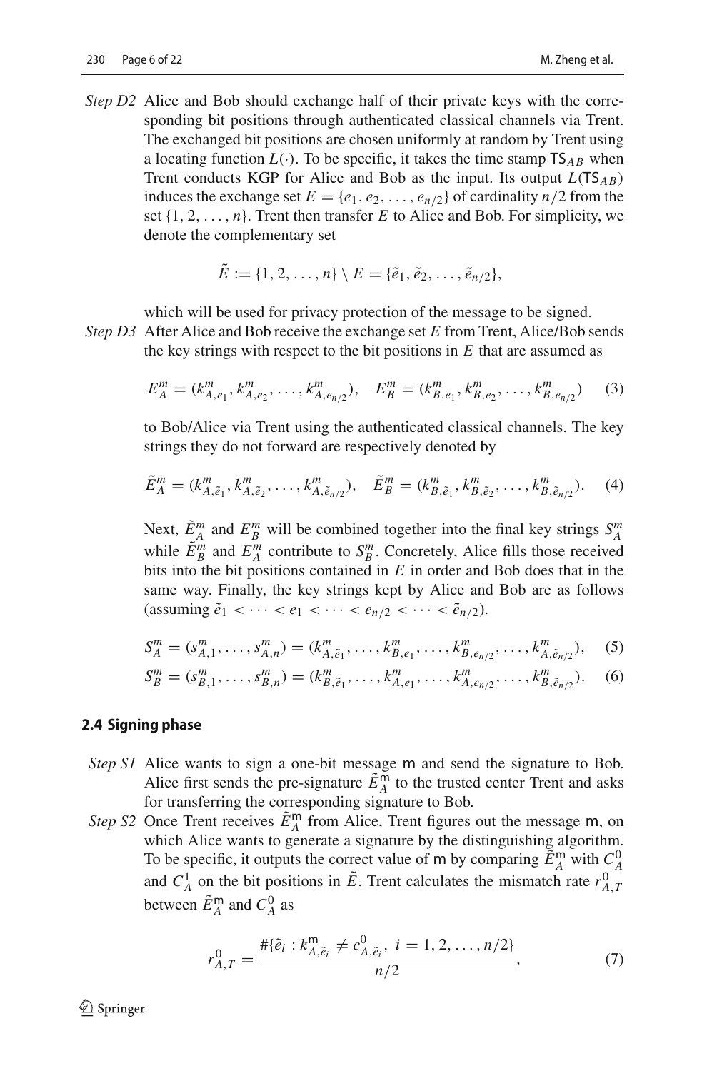*Step D2* Alice and Bob should exchange half of their private keys with the corresponding bit positions through authenticated classical channels via Trent. The exchanged bit positions are chosen uniformly at random by Trent using a locating function $L(\cdot)$. To be specific, it takes the time stamp $\mathsf{TS}_{AB}$ when Trent conducts KGP for Alice and Bob as the input. Its output $L(\mathsf{TS}_{AB})$ induces the exchange set $E = \{e_1, e_2, \ldots, e_{n/2}\}$ of cardinality $n/2$ from the set $\{1, 2, \ldots, n\}$. Trent then transfer $E$ to Alice and Bob. For simplicity, we denote the complementary set

$$\tilde{E} := \{1, 2, \ldots, n\} \setminus E = \{\tilde{e}_1, \tilde{e}_2, \ldots, \tilde{e}_{n/2}\},$$

which will be used for privacy protection of the message to be signed.

*Step D3* After Alice and Bob receive the exchange set $E$ from Trent, Alice/Bob sends the key strings with respect to the bit positions in $E$ that are assumed as

$$E_A^m = (k_{A,e_1}^m, k_{A,e_2}^m, \ldots, k_{A,e_{n/2}}^m), \quad E_B^m = (k_{B,e_1}^m, k_{B,e_2}^m, \ldots, k_{B,e_{n/2}}^m) \tag{3}$$

to Bob/Alice via Trent using the authenticated classical channels. The key strings they do not forward are respectively denoted by

$$\tilde{E}_A^m = (k_{A,\tilde{e}_1}^m, k_{A,\tilde{e}_2}^m, \ldots, k_{A,\tilde{e}_{n/2}}^m), \quad \tilde{E}_B^m = (k_{B,\tilde{e}_1}^m, k_{B,\tilde{e}_2}^m, \ldots, k_{B,\tilde{e}_{n/2}}^m). \tag{4}$$

Next, $\tilde{E}_A^m$ and $E_B^m$ will be combined together into the final key strings $S_A^m$ while $\tilde{E}_B^m$ and $E_A^m$ contribute to $S_B^m$. Concretely, Alice fills those received bits into the bit positions contained in $E$ in order and Bob does that in the same way. Finally, the key strings kept by Alice and Bob are as follows (assuming $\tilde{e}_1 < \cdots < e_1 < \cdots < e_{n/2} < \cdots < \tilde{e}_{n/2}$).

$$S_A^m = (s_{A,1}^m, \ldots, s_{A,n}^m) = (k_{A,\tilde{e}_1}^m, \ldots, k_{B,e_1}^m, \ldots, k_{B,e_{n/2}}^m, \ldots, k_{A,\tilde{e}_{n/2}}^m), \tag{5}$$

$$S_B^m = (s_{B,1}^m, \ldots, s_{B,n}^m) = (k_{B,\tilde{e}_1}^m, \ldots, k_{A,e_1}^m, \ldots, k_{A,e_{n/2}}^m, \ldots, k_{B,\tilde{e}_{n/2}}^m). \tag{6}$$

### 2.4 Signing phase

*Step S1* Alice wants to sign a one-bit message $\mathsf{m}$ and send the signature to Bob. Alice first sends the pre-signature $\tilde{E}_A^{\mathsf{m}}$ to the trusted center Trent and asks for transferring the corresponding signature to Bob.

*Step S2* Once Trent receives $\tilde{E}_A^{\mathsf{m}}$ from Alice, Trent figures out the message $\mathsf{m}$, on which Alice wants to generate a signature by the distinguishing algorithm. To be specific, it outputs the correct value of $\mathsf{m}$ by comparing $\tilde{E}_A^{\mathsf{m}}$ with $C_A^0$ and $C_A^1$ on the bit positions in $\tilde{E}$. Trent calculates the mismatch rate $r_{A,T}^0$ between $\tilde{E}_A^{\mathsf{m}}$ and $C_A^0$ as

$$r_{A,T}^0 = \frac{\#\{\tilde{e}_i : k_{A,\tilde{e}_i}^{\mathsf{m}} \neq c_{A,\tilde{e}_i}^0,\ i = 1, 2, \ldots, n/2\}}{n/2}, \tag{7}$$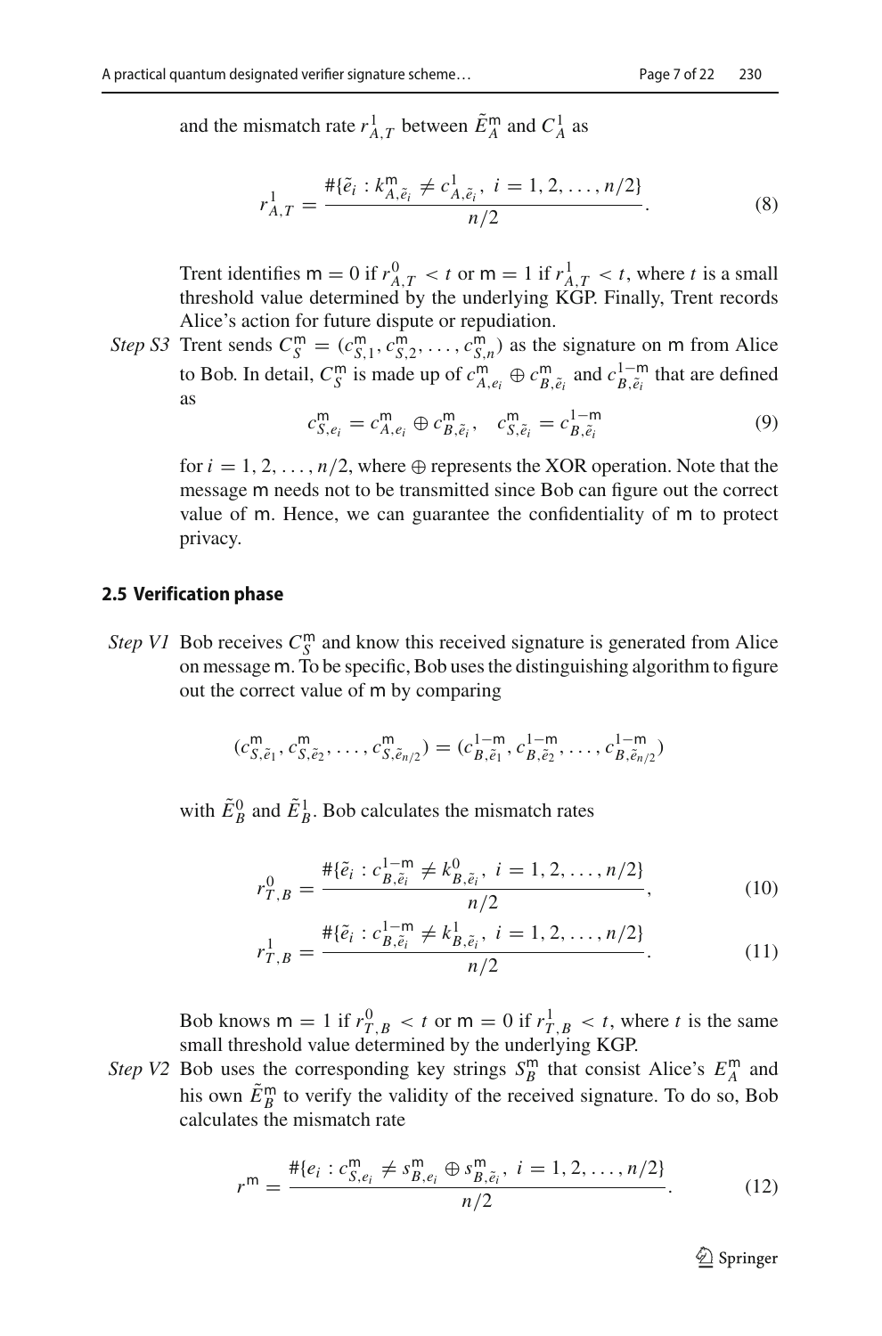and the mismatch rate $r^1_{A,T}$ between $\tilde{E}^{\mathsf{m}}_A$ and $C^1_A$ as

$$r^1_{A,T} = \frac{\#\{\tilde{e}_i : k^{\mathsf{m}}_{A,\tilde{e}_i} \neq c^1_{A,\tilde{e}_i},\ i = 1, 2, \ldots, n/2\}}{n/2}. \tag{8}$$

Trent identifies $\mathsf{m} = 0$ if $r^0_{A,T} < t$ or $\mathsf{m} = 1$ if $r^1_{A,T} < t$, where $t$ is a small threshold value determined by the underlying KGP. Finally, Trent records Alice's action for future dispute or repudiation.

*Step S3* Trent sends $C^{\mathsf{m}}_S = (c^{\mathsf{m}}_{S,1}, c^{\mathsf{m}}_{S,2}, \ldots, c^{\mathsf{m}}_{S,n})$ as the signature on $\mathsf{m}$ from Alice to Bob. In detail, $C^{\mathsf{m}}_S$ is made up of $c^{\mathsf{m}}_{A,e_i} \oplus c^{\mathsf{m}}_{B,\tilde{e}_i}$ and $c^{1-\mathsf{m}}_{B,\tilde{e}_i}$ that are defined as

$$c^{\mathsf{m}}_{S,e_i} = c^{\mathsf{m}}_{A,e_i} \oplus c^{\mathsf{m}}_{B,\tilde{e}_i}, \quad c^{\mathsf{m}}_{S,\tilde{e}_i} = c^{1-\mathsf{m}}_{B,\tilde{e}_i} \tag{9}$$

for $i = 1, 2, \ldots, n/2$, where $\oplus$ represents the XOR operation. Note that the message $\mathsf{m}$ needs not to be transmitted since Bob can figure out the correct value of $\mathsf{m}$. Hence, we can guarantee the confidentiality of $\mathsf{m}$ to protect privacy.

### 2.5 Verification phase

*Step V1* Bob receives $C^{\mathsf{m}}_S$ and know this received signature is generated from Alice on message $\mathsf{m}$. To be specific, Bob uses the distinguishing algorithm to figure out the correct value of $\mathsf{m}$ by comparing

$$(c^{\mathsf{m}}_{S,\tilde{e}_1}, c^{\mathsf{m}}_{S,\tilde{e}_2}, \ldots, c^{\mathsf{m}}_{S,\tilde{e}_{n/2}}) = (c^{1-\mathsf{m}}_{B,\tilde{e}_1}, c^{1-\mathsf{m}}_{B,\tilde{e}_2}, \ldots, c^{1-\mathsf{m}}_{B,\tilde{e}_{n/2}})$$

with $\tilde{E}^0_B$ and $\tilde{E}^1_B$. Bob calculates the mismatch rates

$$r^0_{T,B} = \frac{\#\{\tilde{e}_i : c^{1-\mathsf{m}}_{B,\tilde{e}_i} \neq k^0_{B,\tilde{e}_i},\ i = 1, 2, \ldots, n/2\}}{n/2}, \tag{10}$$

$$r^1_{T,B} = \frac{\#\{\tilde{e}_i : c^{1-\mathsf{m}}_{B,\tilde{e}_i} \neq k^1_{B,\tilde{e}_i},\ i = 1, 2, \ldots, n/2\}}{n/2}. \tag{11}$$

Bob knows $\mathsf{m} = 1$ if $r^0_{T,B} < t$ or $\mathsf{m} = 0$ if $r^1_{T,B} < t$, where $t$ is the same small threshold value determined by the underlying KGP.

*Step V2* Bob uses the corresponding key strings $S^{\mathsf{m}}_B$ that consist Alice's $E^{\mathsf{m}}_A$ and his own $\tilde{E}^{\mathsf{m}}_B$ to verify the validity of the received signature. To do so, Bob calculates the mismatch rate

$$r^{\mathsf{m}} = \frac{\#\{e_i : c^{\mathsf{m}}_{S,e_i} \neq s^{\mathsf{m}}_{B,e_i} \oplus s^{\mathsf{m}}_{B,\tilde{e}_i},\ i = 1, 2, \ldots, n/2\}}{n/2}. \tag{12}$$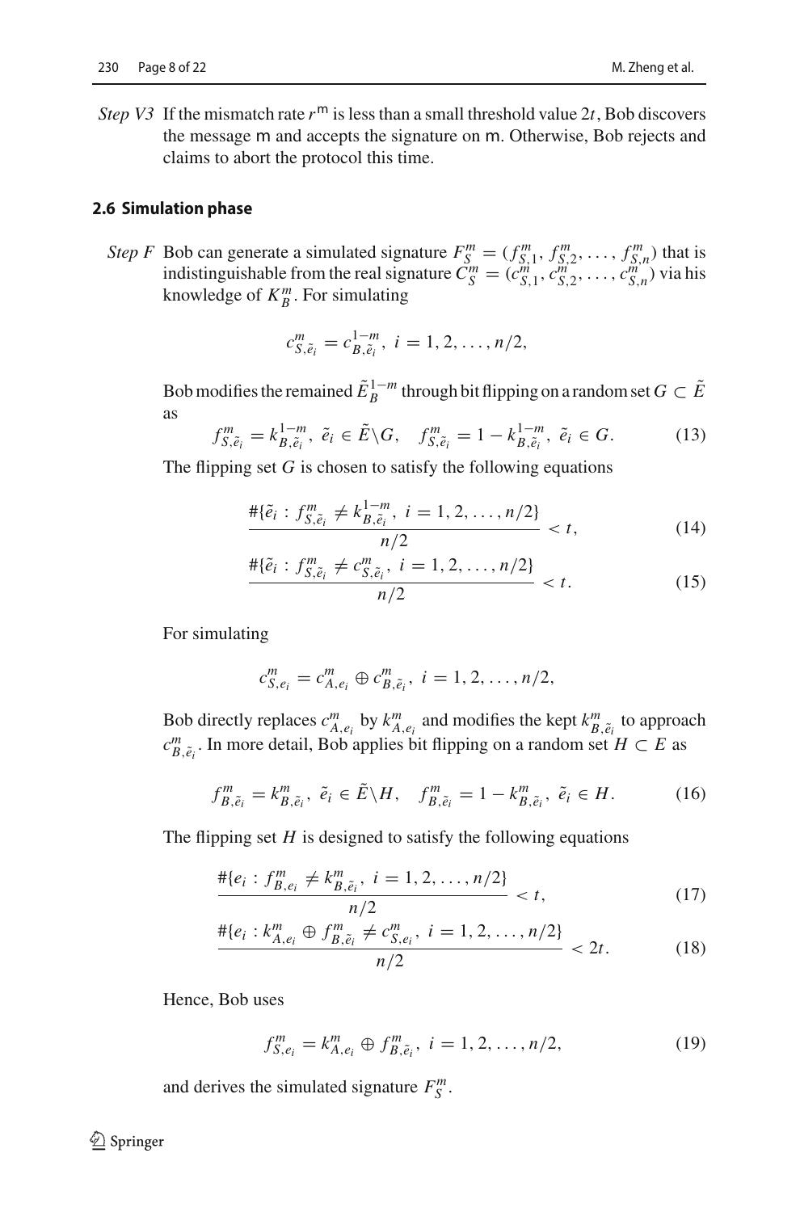*Step V3* If the mismatch rate $r^{\mathsf{m}}$ is less than a small threshold value $2t$, Bob discovers the message $\mathsf{m}$ and accepts the signature on $\mathsf{m}$. Otherwise, Bob rejects and claims to abort the protocol this time.

### 2.6 Simulation phase

*Step F* Bob can generate a simulated signature $F_S^m = (f_{S,1}^m, f_{S,2}^m, \ldots, f_{S,n}^m)$ that is indistinguishable from the real signature $C_S^m = (c_{S,1}^m, c_{S,2}^m, \ldots, c_{S,n}^m)$ via his knowledge of $K_B^m$. For simulating

$$c_{S,\tilde{e}_i}^m = c_{B,\tilde{e}_i}^{1-m},\ i = 1, 2, \ldots, n/2,$$

Bob modifies the remained $\tilde{E}_B^{1-m}$ through bit flipping on a random set $G \subset \tilde{E}$ as

$$f_{S,\tilde{e}_i}^m = k_{B,\tilde{e}_i}^{1-m},\ \tilde{e}_i \in \tilde{E} \backslash G, \quad f_{S,\tilde{e}_i}^m = 1 - k_{B,\tilde{e}_i}^{1-m},\ \tilde{e}_i \in G. \tag{13}$$

The flipping set $G$ is chosen to satisfy the following equations

$$\frac{\#\{\tilde{e}_i : f_{S,\tilde{e}_i}^m \neq k_{B,\tilde{e}_i}^{1-m},\ i = 1, 2, \ldots, n/2\}}{n/2} < t, \tag{14}$$

$$\frac{\#\{\tilde{e}_i : f_{S,\tilde{e}_i}^m \neq c_{S,\tilde{e}_i}^m,\ i = 1, 2, \ldots, n/2\}}{n/2} < t. \tag{15}$$

For simulating

$$c_{S,e_i}^m = c_{A,e_i}^m \oplus c_{B,\tilde{e}_i}^m,\ i = 1, 2, \ldots, n/2,$$

Bob directly replaces $c_{A,e_i}^m$ by $k_{A,e_i}^m$ and modifies the kept $k_{B,\tilde{e}_i}^m$ to approach $c_{B,\tilde{e}_i}^m$. In more detail, Bob applies bit flipping on a random set $H \subset E$ as

$$f_{B,\tilde{e}_i}^m = k_{B,\tilde{e}_i}^m,\ \tilde{e}_i \in \tilde{E} \backslash H, \quad f_{B,\tilde{e}_i}^m = 1 - k_{B,\tilde{e}_i}^m,\ \tilde{e}_i \in H. \tag{16}$$

The flipping set $H$ is designed to satisfy the following equations

$$\frac{\#\{e_i : f_{B,e_i}^m \neq k_{B,\tilde{e}_i}^m,\ i = 1, 2, \ldots, n/2\}}{n/2} < t, \tag{17}$$

$$\frac{\#\{e_i : k_{A,e_i}^m \oplus f_{B,\tilde{e}_i}^m \neq c_{S,e_i}^m,\ i = 1, 2, \ldots, n/2\}}{n/2} < 2t. \tag{18}$$

Hence, Bob uses

$$f_{S,e_i}^m = k_{A,e_i}^m \oplus f_{B,\tilde{e}_i}^m,\ i = 1, 2, \ldots, n/2, \tag{19}$$

and derives the simulated signature $F_S^m$.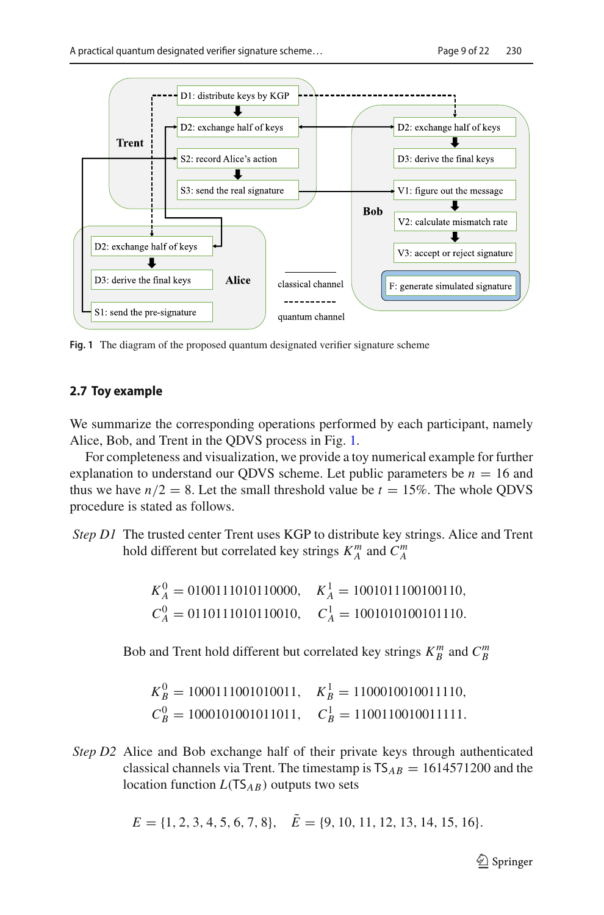Fig. 1 The diagram of the proposed quantum designated verifier signature scheme

### 2.7 Toy example

We summarize the corresponding operations performed by each participant, namely Alice, Bob, and Trent in the QDVS process in Fig. 1.

For completeness and visualization, we provide a toy numerical example for further explanation to understand our QDVS scheme. Let public parameters be $n = 16$ and thus we have $n/2 = 8$. Let the small threshold value be $t = 15\%$. The whole QDVS procedure is stated as follows.

*Step D1* The trusted center Trent uses KGP to distribute key strings. Alice and Trent hold different but correlated key strings $K_A^m$ and $C_A^m$

$$K_A^0 = 0100111010110000, \quad K_A^1 = 1001011100100110,$$
$$C_A^0 = 0110111010110010, \quad C_A^1 = 1001010100101110.$$

Bob and Trent hold different but correlated key strings $K_B^m$ and $C_B^m$

$$K_B^0 = 1000111001010011, \quad K_B^1 = 1100010010011110,$$
$$C_B^0 = 1000101001011011, \quad C_B^1 = 1100110010011111.$$

*Step D2* Alice and Bob exchange half of their private keys through authenticated classical channels via Trent. The timestamp is $\mathsf{TS}_{AB} = 1614571200$ and the location function $L(\mathsf{TS}_{AB})$ outputs two sets

$$E = \{1, 2, 3, 4, 5, 6, 7, 8\}, \quad \tilde{E} = \{9, 10, 11, 12, 13, 14, 15, 16\}.$$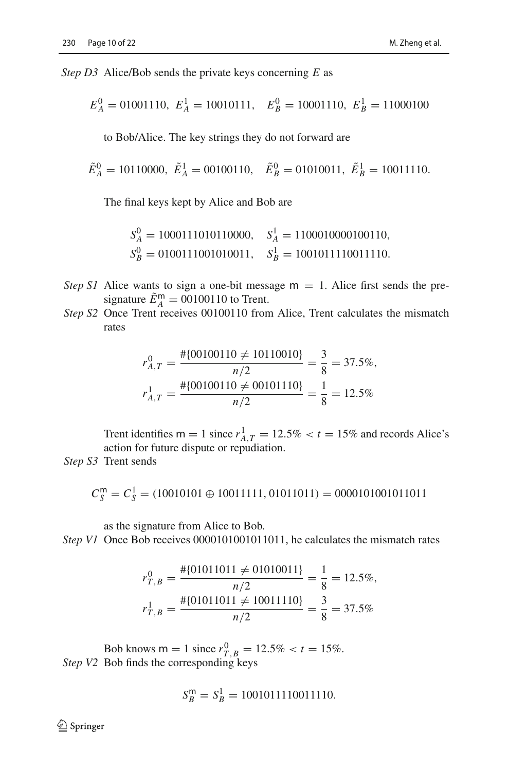*Step D3* Alice/Bob sends the private keys concerning $E$ as

$$E_A^0 = 01001110,\ E_A^1 = 10010111, \quad E_B^0 = 10001110,\ E_B^1 = 11000100$$

to Bob/Alice. The key strings they do not forward are

$$\tilde{E}_A^0 = 10110000,\ \tilde{E}_A^1 = 00100110, \quad \tilde{E}_B^0 = 01010011,\ \tilde{E}_B^1 = 10011110.$$

The final keys kept by Alice and Bob are

$$S_A^0 = 1000111010110000, \quad S_A^1 = 1100010000100110,$$
$$S_B^0 = 0100111001010011, \quad S_B^1 = 1001011110011110.$$

*Step S1* Alice wants to sign a one-bit message $\mathsf{m} = 1$. Alice first sends the pre-signature $\tilde{E}_A^{\mathsf{m}} = 00100110$ to Trent.

*Step S2* Once Trent receives 00100110 from Alice, Trent calculates the mismatch rates

$$r_{A,T}^0 = \frac{\#\{00100110 \neq 10110010\}}{n/2} = \frac{3}{8} = 37.5\%,$$
$$r_{A,T}^1 = \frac{\#\{00100110 \neq 00101110\}}{n/2} = \frac{1}{8} = 12.5\%$$

Trent identifies $\mathsf{m} = 1$ since $r_{A,T}^1 = 12.5\% < t = 15\%$ and records Alice's action for future dispute or repudiation.

*Step S3* Trent sends

$$C_S^{\mathsf{m}} = C_S^1 = (10010101 \oplus 10011111, 01011011) = 0000101001011011$$

as the signature from Alice to Bob.

*Step V1* Once Bob receives 0000101001011011, he calculates the mismatch rates

$$r_{T,B}^0 = \frac{\#\{01011011 \neq 01010011\}}{n/2} = \frac{1}{8} = 12.5\%,$$
$$r_{T,B}^1 = \frac{\#\{01011011 \neq 10011110\}}{n/2} = \frac{3}{8} = 37.5\%$$

Bob knows $\mathsf{m} = 1$ since $r_{T,B}^0 = 12.5\% < t = 15\%$.

*Step V2* Bob finds the corresponding keys

$$S_B^{\mathsf{m}} = S_B^1 = 1001011110011110.$$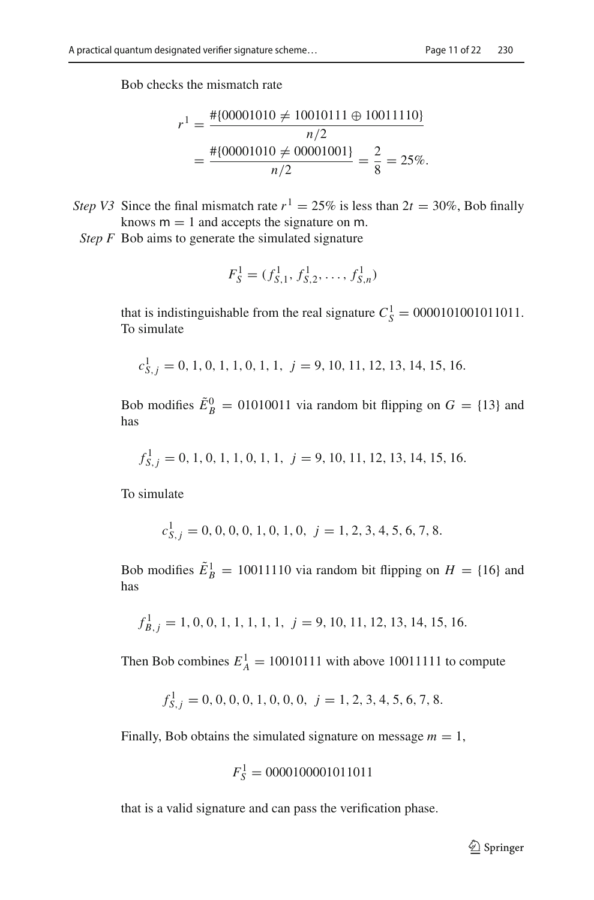Bob checks the mismatch rate

$$r^1 = \frac{\#\{00001010 \neq 10010111 \oplus 10011110\}}{n/2}$$
$$= \frac{\#\{00001010 \neq 00001001\}}{n/2} = \frac{2}{8} = 25\%.$$

*Step V3* Since the final mismatch rate $r^1 = 25\%$ is less than $2t = 30\%$, Bob finally knows $\mathsf{m} = 1$ and accepts the signature on $\mathsf{m}$.

*Step F* Bob aims to generate the simulated signature

$$F_S^1 = (f_{S,1}^1, f_{S,2}^1, \ldots, f_{S,n}^1)$$

that is indistinguishable from the real signature $C_S^1 = 0000101001011011$. To simulate

$$c_{S,j}^1 = 0, 1, 0, 1, 1, 0, 1, 1, \;\; j = 9, 10, 11, 12, 13, 14, 15, 16.$$

Bob modifies $\tilde{E}_B^0 = 01010011$ via random bit flipping on $G = \{13\}$ and has

$$f_{S,j}^1 = 0, 1, 0, 1, 1, 0, 1, 1, \;\; j = 9, 10, 11, 12, 13, 14, 15, 16.$$

To simulate

$$c_{S,j}^1 = 0, 0, 0, 0, 1, 0, 1, 0, \;\; j = 1, 2, 3, 4, 5, 6, 7, 8.$$

Bob modifies $\tilde{E}_B^1 = 10011110$ via random bit flipping on $H = \{16\}$ and has

$$f_{B,j}^1 = 1, 0, 0, 1, 1, 1, 1, 1, \;\; j = 9, 10, 11, 12, 13, 14, 15, 16.$$

Then Bob combines $E_A^1 = 10010111$ with above 10011111 to compute

$$f_{S,j}^1 = 0, 0, 0, 0, 1, 0, 0, 0, \;\; j = 1, 2, 3, 4, 5, 6, 7, 8.$$

Finally, Bob obtains the simulated signature on message $m = 1$,

$$F_S^1 = 0000100001011011$$

that is a valid signature and can pass the verification phase.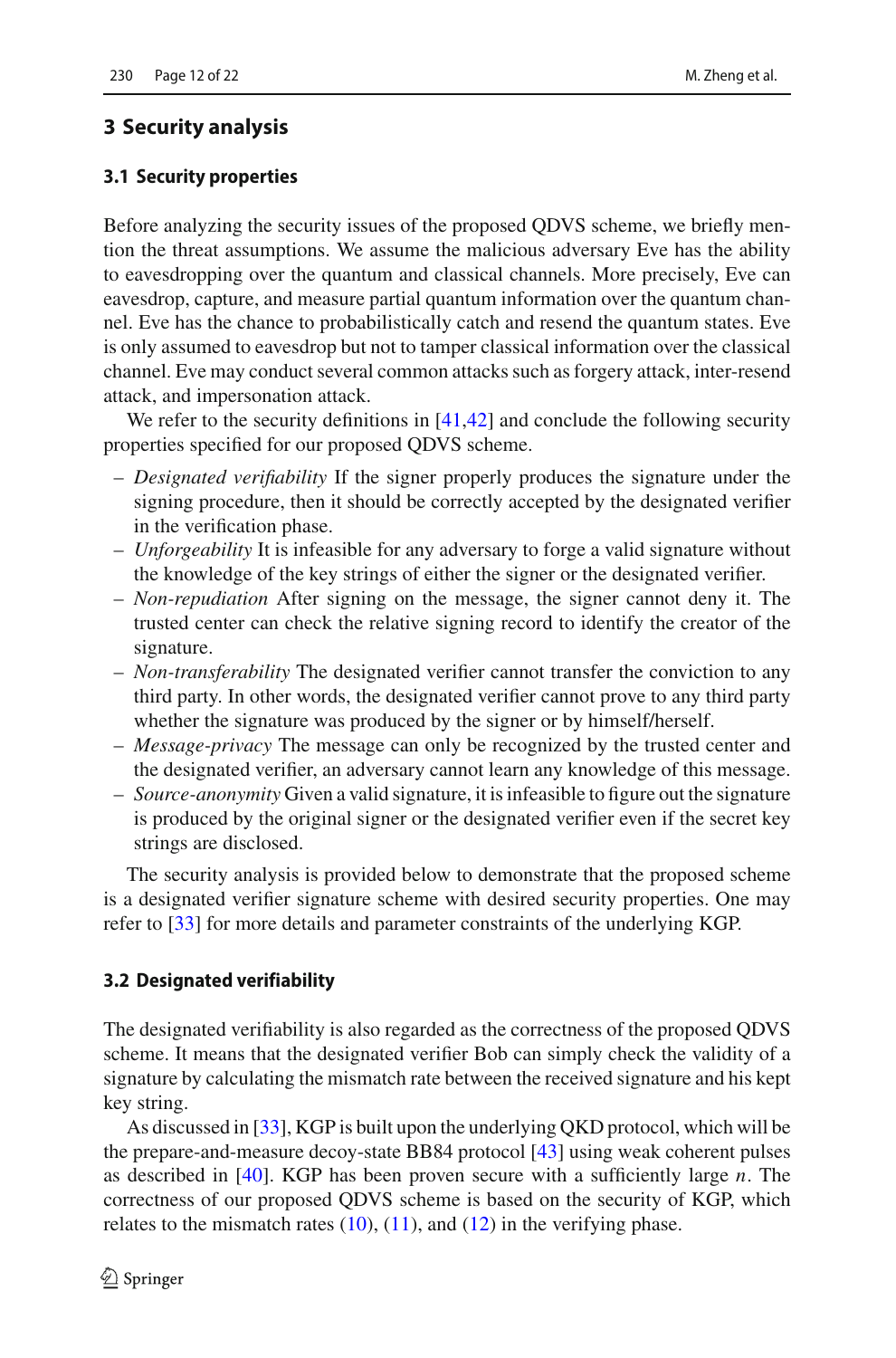## 3 Security analysis

### 3.1 Security properties

Before analyzing the security issues of the proposed QDVS scheme, we briefly mention the threat assumptions. We assume the malicious adversary Eve has the ability to eavesdropping over the quantum and classical channels. More precisely, Eve can eavesdrop, capture, and measure partial quantum information over the quantum channel. Eve has the chance to probabilistically catch and resend the quantum states. Eve is only assumed to eavesdrop but not to tamper classical information over the classical channel. Eve may conduct several common attacks such as forgery attack, inter-resend attack, and impersonation attack.

We refer to the security definitions in [41,42] and conclude the following security properties specified for our proposed QDVS scheme.

- *Designated verifiability* If the signer properly produces the signature under the signing procedure, then it should be correctly accepted by the designated verifier in the verification phase.
- *Unforgeability* It is infeasible for any adversary to forge a valid signature without the knowledge of the key strings of either the signer or the designated verifier.
- *Non-repudiation* After signing on the message, the signer cannot deny it. The trusted center can check the relative signing record to identify the creator of the signature.
- *Non-transferability* The designated verifier cannot transfer the conviction to any third party. In other words, the designated verifier cannot prove to any third party whether the signature was produced by the signer or by himself/herself.
- *Message-privacy* The message can only be recognized by the trusted center and the designated verifier, an adversary cannot learn any knowledge of this message.
- *Source-anonymity* Given a valid signature, it is infeasible to figure out the signature is produced by the original signer or the designated verifier even if the secret key strings are disclosed.

The security analysis is provided below to demonstrate that the proposed scheme is a designated verifier signature scheme with desired security properties. One may refer to [33] for more details and parameter constraints of the underlying KGP.

### 3.2 Designated verifiability

The designated verifiability is also regarded as the correctness of the proposed QDVS scheme. It means that the designated verifier Bob can simply check the validity of a signature by calculating the mismatch rate between the received signature and his kept key string.

As discussed in [33], KGP is built upon the underlying QKD protocol, which will be the prepare-and-measure decoy-state BB84 protocol [43] using weak coherent pulses as described in [40]. KGP has been proven secure with a sufficiently large $n$. The correctness of our proposed QDVS scheme is based on the security of KGP, which relates to the mismatch rates (10), (11), and (12) in the verifying phase.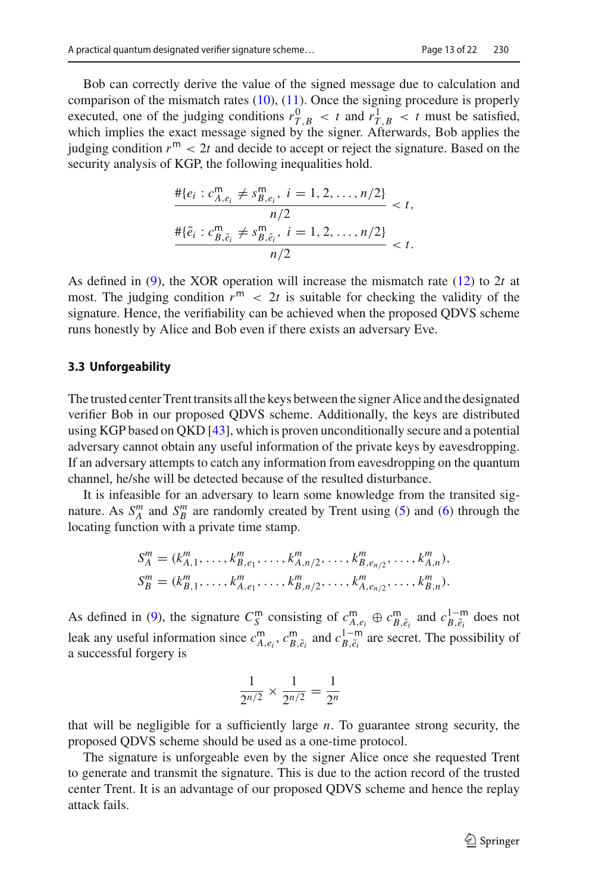Bob can correctly derive the value of the signed message due to calculation and comparison of the mismatch rates (10), (11). Once the signing procedure is properly executed, one of the judging conditions $r^0_{T,B} < t$ and $r^1_{T,B} < t$ must be satisfied, which implies the exact message signed by the signer. Afterwards, Bob applies the judging condition $r^{\mathsf{m}} < 2t$ and decide to accept or reject the signature. Based on the security analysis of KGP, the following inequalities hold.

$$
\frac{\#\{e_i : c^{\mathsf{m}}_{A,e_i} \neq s^{\mathsf{m}}_{B,e_i},\ i = 1, 2, \ldots, n/2\}}{n/2} < t,
$$

$$
\frac{\#\{\tilde{e}_i : c^{\mathsf{m}}_{B,\tilde{e}_i} \neq s^{\mathsf{m}}_{B,\tilde{e}_i},\ i = 1, 2, \ldots, n/2\}}{n/2} < t.
$$

As defined in (9), the XOR operation will increase the mismatch rate (12) to $2t$ at most. The judging condition $r^{\mathsf{m}} < 2t$ is suitable for checking the validity of the signature. Hence, the verifiability can be achieved when the proposed QDVS scheme runs honestly by Alice and Bob even if there exists an adversary Eve.

### 3.3 Unforgeability

The trusted center Trent transits all the keys between the signer Alice and the designated verifier Bob in our proposed QDVS scheme. Additionally, the keys are distributed using KGP based on QKD [43], which is proven unconditionally secure and a potential adversary cannot obtain any useful information of the private keys by eavesdropping. If an adversary attempts to catch any information from eavesdropping on the quantum channel, he/she will be detected because of the resulted disturbance.

It is infeasible for an adversary to learn some knowledge from the transited signature. As $S^m_A$ and $S^m_B$ are randomly created by Trent using (5) and (6) through the locating function with a private time stamp.

$$
S^m_A = (k^m_{A,1}, \ldots, k^m_{B,e_1}, \ldots, k^m_{A,n/2}, \ldots, k^m_{B,e_{n/2}}, \ldots, k^m_{A,n}),
$$

$$
S^m_B = (k^m_{B,1}, \ldots, k^m_{A,e_1}, \ldots, k^m_{B,n/2}, \ldots, k^m_{A,e_{n/2}}, \ldots, k^m_{B,n}).
$$

As defined in (9), the signature $C^{\mathsf{m}}_S$ consisting of $c^{\mathsf{m}}_{A,e_i} \oplus c^{\mathsf{m}}_{B,\tilde{e}_i}$ and $c^{1-\mathsf{m}}_{B,\tilde{e}_i}$ does not leak any useful information since $c^{\mathsf{m}}_{A,e_i}$, $c^{\mathsf{m}}_{B,\tilde{e}_i}$ and $c^{1-\mathsf{m}}_{B,\tilde{e}_i}$ are secret. The possibility of a successful forgery is

$$
\frac{1}{2^{n/2}} \times \frac{1}{2^{n/2}} = \frac{1}{2^n}
$$

that will be negligible for a sufficiently large $n$. To guarantee strong security, the proposed QDVS scheme should be used as a one-time protocol.

The signature is unforgeable even by the signer Alice once she requested Trent to generate and transmit the signature. This is due to the action record of the trusted center Trent. It is an advantage of our proposed QDVS scheme and hence the replay attack fails.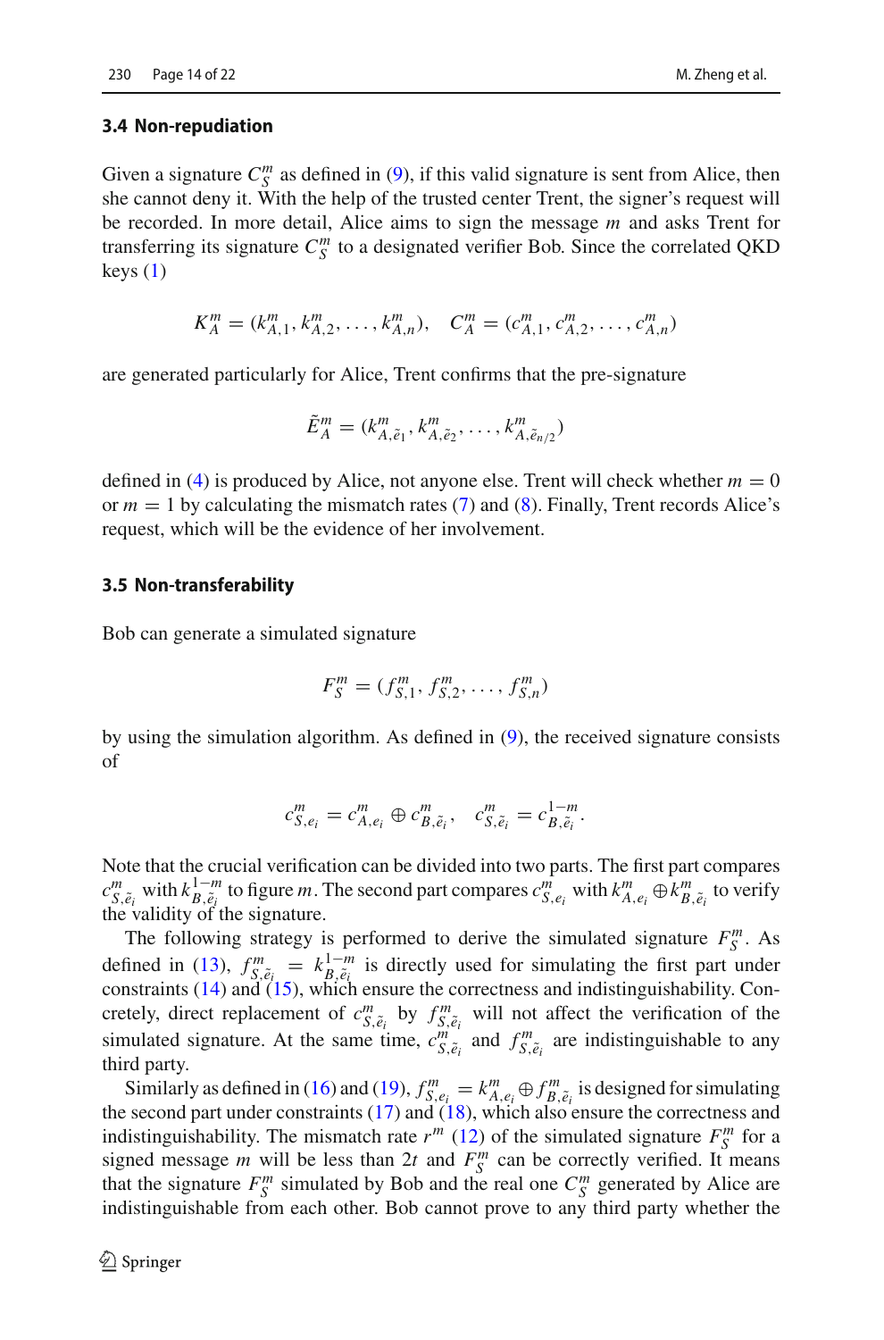### 3.4 Non-repudiation

Given a signature $C_S^m$ as defined in (9), if this valid signature is sent from Alice, then she cannot deny it. With the help of the trusted center Trent, the signer's request will be recorded. In more detail, Alice aims to sign the message $m$ and asks Trent for transferring its signature $C_S^m$ to a designated verifier Bob. Since the correlated QKD keys (1)

$$K_A^m = (k_{A,1}^m, k_{A,2}^m, \ldots, k_{A,n}^m), \quad C_A^m = (c_{A,1}^m, c_{A,2}^m, \ldots, c_{A,n}^m)$$

are generated particularly for Alice, Trent confirms that the pre-signature

$$\tilde{E}_A^m = (k_{A,\tilde{e}_1}^m, k_{A,\tilde{e}_2}^m, \ldots, k_{A,\tilde{e}_{n/2}}^m)$$

defined in (4) is produced by Alice, not anyone else. Trent will check whether $m = 0$ or $m = 1$ by calculating the mismatch rates (7) and (8). Finally, Trent records Alice's request, which will be the evidence of her involvement.

### 3.5 Non-transferability

Bob can generate a simulated signature

$$F_S^m = (f_{S,1}^m, f_{S,2}^m, \ldots, f_{S,n}^m)$$

by using the simulation algorithm. As defined in (9), the received signature consists of

$$c_{S,e_i}^m = c_{A,e_i}^m \oplus c_{B,\tilde{e}_i}^m, \quad c_{S,\tilde{e}_i}^m = c_{B,\tilde{e}_i}^{1-m}.$$

Note that the crucial verification can be divided into two parts. The first part compares $c_{S,\tilde{e}_i}^m$ with $k_{B,\tilde{e}_i}^{1-m}$ to figure $m$. The second part compares $c_{S,e_i}^m$ with $k_{A,e_i}^m \oplus k_{B,\tilde{e}_i}^m$ to verify the validity of the signature.

The following strategy is performed to derive the simulated signature $F_S^m$. As defined in (13), $f_{S,\tilde{e}_i}^m = k_{B,\tilde{e}_i}^{1-m}$ is directly used for simulating the first part under constraints (14) and (15), which ensure the correctness and indistinguishability. Concretely, direct replacement of $c_{S,\tilde{e}_i}^m$ by $f_{S,\tilde{e}_i}^m$ will not affect the verification of the simulated signature. At the same time, $c_{S,\tilde{e}_i}^m$ and $f_{S,\tilde{e}_i}^m$ are indistinguishable to any third party.

Similarly as defined in (16) and (19), $f_{S,e_i}^m = k_{A,e_i}^m \oplus f_{B,\tilde{e}_i}^m$ is designed for simulating the second part under constraints (17) and (18), which also ensure the correctness and indistinguishability. The mismatch rate $r^m$ (12) of the simulated signature $F_S^m$ for a signed message $m$ will be less than $2t$ and $F_S^m$ can be correctly verified. It means that the signature $F_S^m$ simulated by Bob and the real one $C_S^m$ generated by Alice are indistinguishable from each other. Bob cannot prove to any third party whether the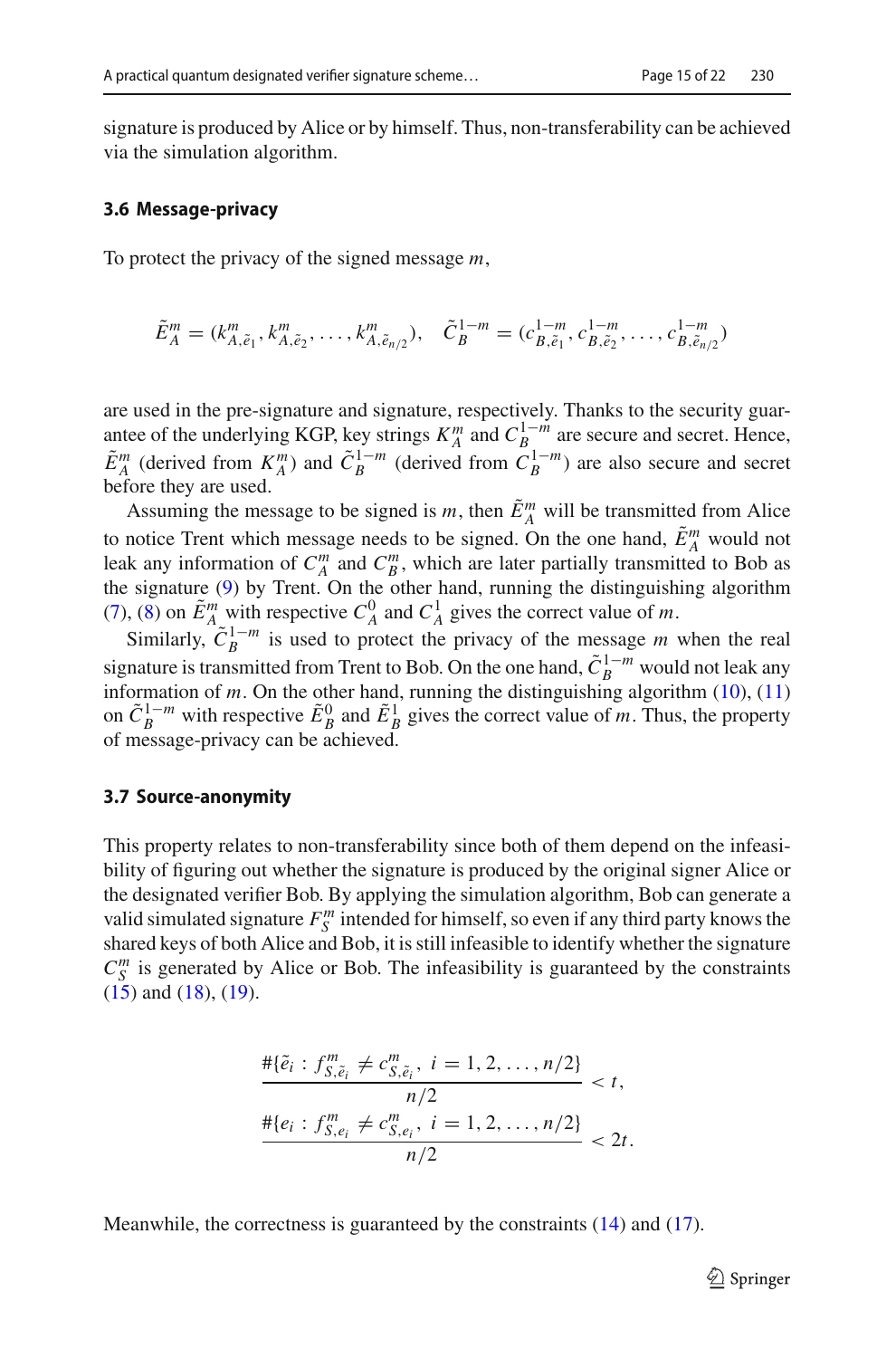signature is produced by Alice or by himself. Thus, non-transferability can be achieved via the simulation algorithm.

### 3.6 Message-privacy

To protect the privacy of the signed message $m$,

$$\tilde{E}_A^m = (k_{A,\tilde{e}_1}^m, k_{A,\tilde{e}_2}^m, \ldots, k_{A,\tilde{e}_{n/2}}^m), \quad \tilde{C}_B^{1-m} = (c_{B,\tilde{e}_1}^{1-m}, c_{B,\tilde{e}_2}^{1-m}, \ldots, c_{B,\tilde{e}_{n/2}}^{1-m})$$

are used in the pre-signature and signature, respectively. Thanks to the security guarantee of the underlying KGP, key strings $K_A^m$ and $C_B^{1-m}$ are secure and secret. Hence, $\tilde{E}_A^m$ (derived from $K_A^m$) and $\tilde{C}_B^{1-m}$ (derived from $C_B^{1-m}$) are also secure and secret before they are used.

Assuming the message to be signed is $m$, then $\tilde{E}_A^m$ will be transmitted from Alice to notice Trent which message needs to be signed. On the one hand, $\tilde{E}_A^m$ would not leak any information of $C_A^m$ and $C_B^m$, which are later partially transmitted to Bob as the signature (9) by Trent. On the other hand, running the distinguishing algorithm (7), (8) on $\tilde{E}_A^m$ with respective $C_A^0$ and $C_A^1$ gives the correct value of $m$.

Similarly, $\tilde{C}_B^{1-m}$ is used to protect the privacy of the message $m$ when the real signature is transmitted from Trent to Bob. On the one hand, $\tilde{C}_B^{1-m}$ would not leak any information of $m$. On the other hand, running the distinguishing algorithm (10), (11) on $\tilde{C}_B^{1-m}$ with respective $\tilde{E}_B^0$ and $\tilde{E}_B^1$ gives the correct value of $m$. Thus, the property of message-privacy can be achieved.

### 3.7 Source-anonymity

This property relates to non-transferability since both of them depend on the infeasibility of figuring out whether the signature is produced by the original signer Alice or the designated verifier Bob. By applying the simulation algorithm, Bob can generate a valid simulated signature $F_S^m$ intended for himself, so even if any third party knows the shared keys of both Alice and Bob, it is still infeasible to identify whether the signature $C_S^m$ is generated by Alice or Bob. The infeasibility is guaranteed by the constraints (15) and (18), (19).

$$\frac{\#\{\tilde{e}_i : f_{S,\tilde{e}_i}^m \neq c_{S,\tilde{e}_i}^m,\ i = 1, 2, \ldots, n/2\}}{n/2} < t,$$

$$\frac{\#\{e_i : f_{S,e_i}^m \neq c_{S,e_i}^m,\ i = 1, 2, \ldots, n/2\}}{n/2} < 2t.$$

Meanwhile, the correctness is guaranteed by the constraints (14) and (17).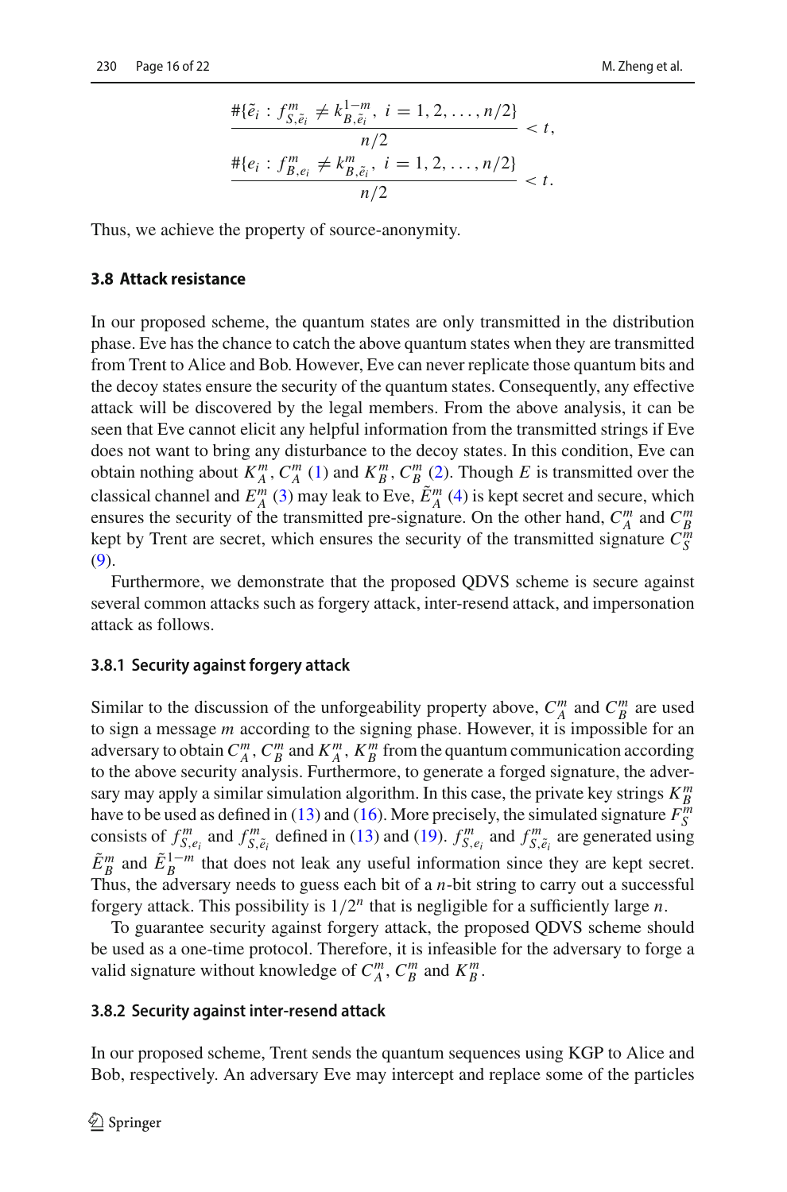$$\frac{\#\{\tilde{e}_i : f^m_{S,\tilde{e}_i} \neq k^{1-m}_{B,\tilde{e}_i},\ i = 1, 2, \ldots, n/2\}}{n/2} < t,$$

$$\frac{\#\{e_i : f^m_{B,e_i} \neq k^m_{B,\tilde{e}_i},\ i = 1, 2, \ldots, n/2\}}{n/2} < t.$$

Thus, we achieve the property of source-anonymity.

### 3.8 Attack resistance

In our proposed scheme, the quantum states are only transmitted in the distribution phase. Eve has the chance to catch the above quantum states when they are transmitted from Trent to Alice and Bob. However, Eve can never replicate those quantum bits and the decoy states ensure the security of the quantum states. Consequently, any effective attack will be discovered by the legal members. From the above analysis, it can be seen that Eve cannot elicit any helpful information from the transmitted strings if Eve does not want to bring any disturbance to the decoy states. In this condition, Eve can obtain nothing about $K^m_A$, $C^m_A$ (1) and $K^m_B$, $C^m_B$ (2). Though $E$ is transmitted over the classical channel and $E^m_A$ (3) may leak to Eve, $\tilde{E}^m_A$ (4) is kept secret and secure, which ensures the security of the transmitted pre-signature. On the other hand, $C^m_A$ and $C^m_B$ kept by Trent are secret, which ensures the security of the transmitted signature $C^m_S$ (9).

Furthermore, we demonstrate that the proposed QDVS scheme is secure against several common attacks such as forgery attack, inter-resend attack, and impersonation attack as follows.

#### 3.8.1 Security against forgery attack

Similar to the discussion of the unforgeability property above, $C^m_A$ and $C^m_B$ are used to sign a message $m$ according to the signing phase. However, it is impossible for an adversary to obtain $C^m_A$, $C^m_B$ and $K^m_A$, $K^m_B$ from the quantum communication according to the above security analysis. Furthermore, to generate a forged signature, the adversary may apply a similar simulation algorithm. In this case, the private key strings $K^m_B$ have to be used as defined in (13) and (16). More precisely, the simulated signature $F^m_S$ consists of $f^m_{S,e_i}$ and $f^m_{S,\tilde{e}_i}$ defined in (13) and (19). $f^m_{S,e_i}$ and $f^m_{S,\tilde{e}_i}$ are generated using $\tilde{E}^m_B$ and $\tilde{E}^{1-m}_B$ that does not leak any useful information since they are kept secret. Thus, the adversary needs to guess each bit of a $n$-bit string to carry out a successful forgery attack. This possibility is $1/2^n$ that is negligible for a sufficiently large $n$.

To guarantee security against forgery attack, the proposed QDVS scheme should be used as a one-time protocol. Therefore, it is infeasible for the adversary to forge a valid signature without knowledge of $C^m_A$, $C^m_B$ and $K^m_B$.

#### 3.8.2 Security against inter-resend attack

In our proposed scheme, Trent sends the quantum sequences using KGP to Alice and Bob, respectively. An adversary Eve may intercept and replace some of the particles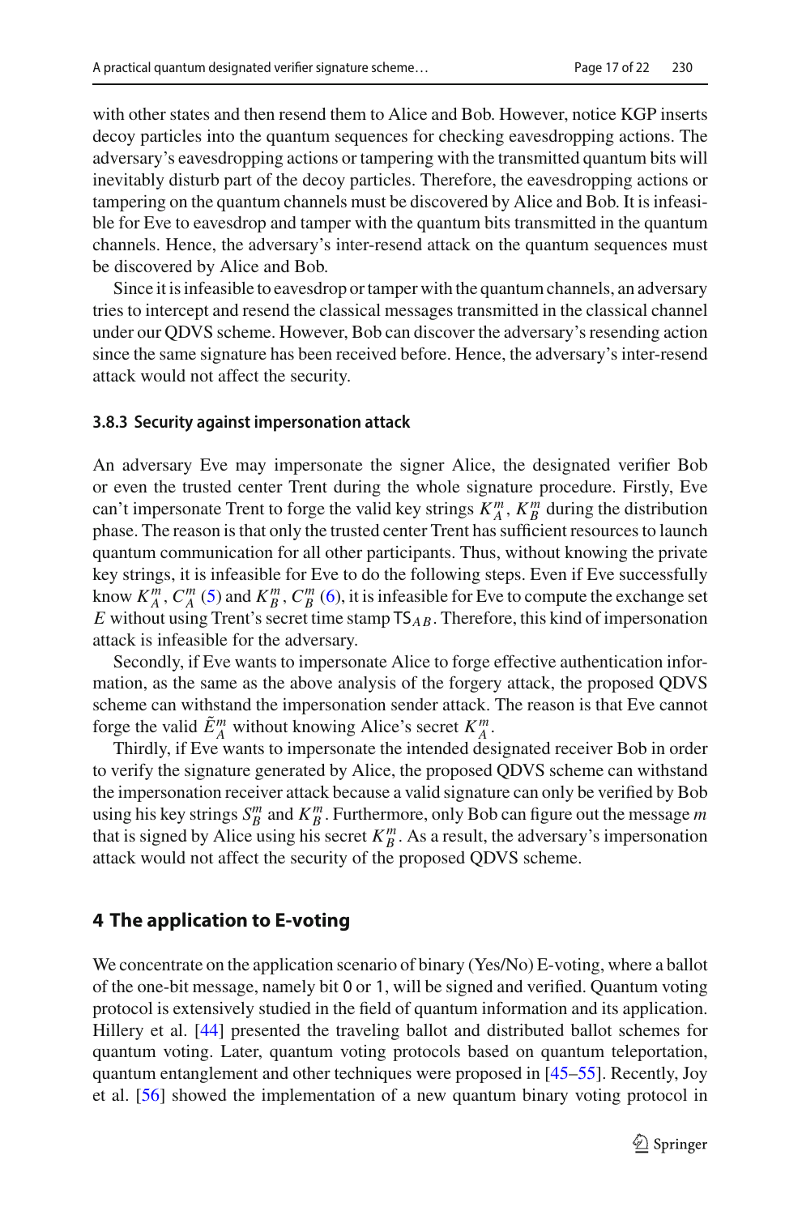with other states and then resend them to Alice and Bob. However, notice KGP inserts decoy particles into the quantum sequences for checking eavesdropping actions. The adversary's eavesdropping actions or tampering with the transmitted quantum bits will inevitably disturb part of the decoy particles. Therefore, the eavesdropping actions or tampering on the quantum channels must be discovered by Alice and Bob. It is infeasible for Eve to eavesdrop and tamper with the quantum bits transmitted in the quantum channels. Hence, the adversary's inter-resend attack on the quantum sequences must be discovered by Alice and Bob.

Since it is infeasible to eavesdrop or tamper with the quantum channels, an adversary tries to intercept and resend the classical messages transmitted in the classical channel under our QDVS scheme. However, Bob can discover the adversary's resending action since the same signature has been received before. Hence, the adversary's inter-resend attack would not affect the security.

#### 3.8.3 Security against impersonation attack

An adversary Eve may impersonate the signer Alice, the designated verifier Bob or even the trusted center Trent during the whole signature procedure. Firstly, Eve can't impersonate Trent to forge the valid key strings $K_A^m$, $K_B^m$ during the distribution phase. The reason is that only the trusted center Trent has sufficient resources to launch quantum communication for all other participants. Thus, without knowing the private key strings, it is infeasible for Eve to do the following steps. Even if Eve successfully know $K_A^m$, $C_A^m$ (5) and $K_B^m$, $C_B^m$ (6), it is infeasible for Eve to compute the exchange set $E$ without using Trent's secret time stamp $\mathsf{TS}_{AB}$. Therefore, this kind of impersonation attack is infeasible for the adversary.

Secondly, if Eve wants to impersonate Alice to forge effective authentication information, as the same as the above analysis of the forgery attack, the proposed QDVS scheme can withstand the impersonation sender attack. The reason is that Eve cannot forge the valid $\tilde{E}_A^m$ without knowing Alice's secret $K_A^m$.

Thirdly, if Eve wants to impersonate the intended designated receiver Bob in order to verify the signature generated by Alice, the proposed QDVS scheme can withstand the impersonation receiver attack because a valid signature can only be verified by Bob using his key strings $S_B^m$ and $K_B^m$. Furthermore, only Bob can figure out the message $m$ that is signed by Alice using his secret $K_B^m$. As a result, the adversary's impersonation attack would not affect the security of the proposed QDVS scheme.

## 4 The application to E-voting

We concentrate on the application scenario of binary (Yes/No) E-voting, where a ballot of the one-bit message, namely bit 0 or 1, will be signed and verified. Quantum voting protocol is extensively studied in the field of quantum information and its application. Hillery et al. [44] presented the traveling ballot and distributed ballot schemes for quantum voting. Later, quantum voting protocols based on quantum teleportation, quantum entanglement and other techniques were proposed in [45–55]. Recently, Joy et al. [56] showed the implementation of a new quantum binary voting protocol in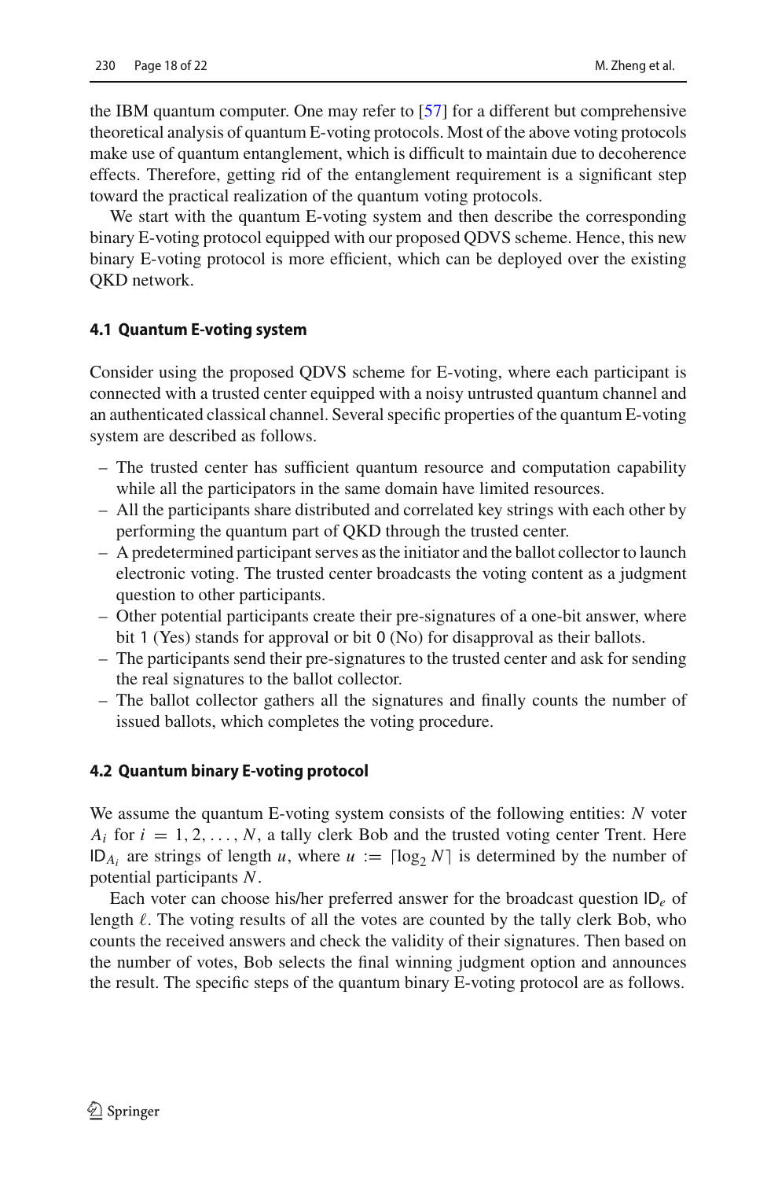the IBM quantum computer. One may refer to [57] for a different but comprehensive theoretical analysis of quantum E-voting protocols. Most of the above voting protocols make use of quantum entanglement, which is difficult to maintain due to decoherence effects. Therefore, getting rid of the entanglement requirement is a significant step toward the practical realization of the quantum voting protocols.

We start with the quantum E-voting system and then describe the corresponding binary E-voting protocol equipped with our proposed QDVS scheme. Hence, this new binary E-voting protocol is more efficient, which can be deployed over the existing QKD network.

### 4.1 Quantum E-voting system

Consider using the proposed QDVS scheme for E-voting, where each participant is connected with a trusted center equipped with a noisy untrusted quantum channel and an authenticated classical channel. Several specific properties of the quantum E-voting system are described as follows.

- The trusted center has sufficient quantum resource and computation capability while all the participators in the same domain have limited resources.
- All the participants share distributed and correlated key strings with each other by performing the quantum part of QKD through the trusted center.
- A predetermined participant serves as the initiator and the ballot collector to launch electronic voting. The trusted center broadcasts the voting content as a judgment question to other participants.
- Other potential participants create their pre-signatures of a one-bit answer, where bit 1 (Yes) stands for approval or bit 0 (No) for disapproval as their ballots.
- The participants send their pre-signatures to the trusted center and ask for sending the real signatures to the ballot collector.
- The ballot collector gathers all the signatures and finally counts the number of issued ballots, which completes the voting procedure.

### 4.2 Quantum binary E-voting protocol

We assume the quantum E-voting system consists of the following entities: $N$ voter $A_i$ for $i = 1, 2, \ldots, N$, a tally clerk Bob and the trusted voting center Trent. Here $\mathsf{ID}_{A_i}$ are strings of length $u$, where $u := \lceil \log_2 N \rceil$ is determined by the number of potential participants $N$.

Each voter can choose his/her preferred answer for the broadcast question $\mathsf{ID}_e$ of length $\ell$. The voting results of all the votes are counted by the tally clerk Bob, who counts the received answers and check the validity of their signatures. Then based on the number of votes, Bob selects the final winning judgment option and announces the result. The specific steps of the quantum binary E-voting protocol are as follows.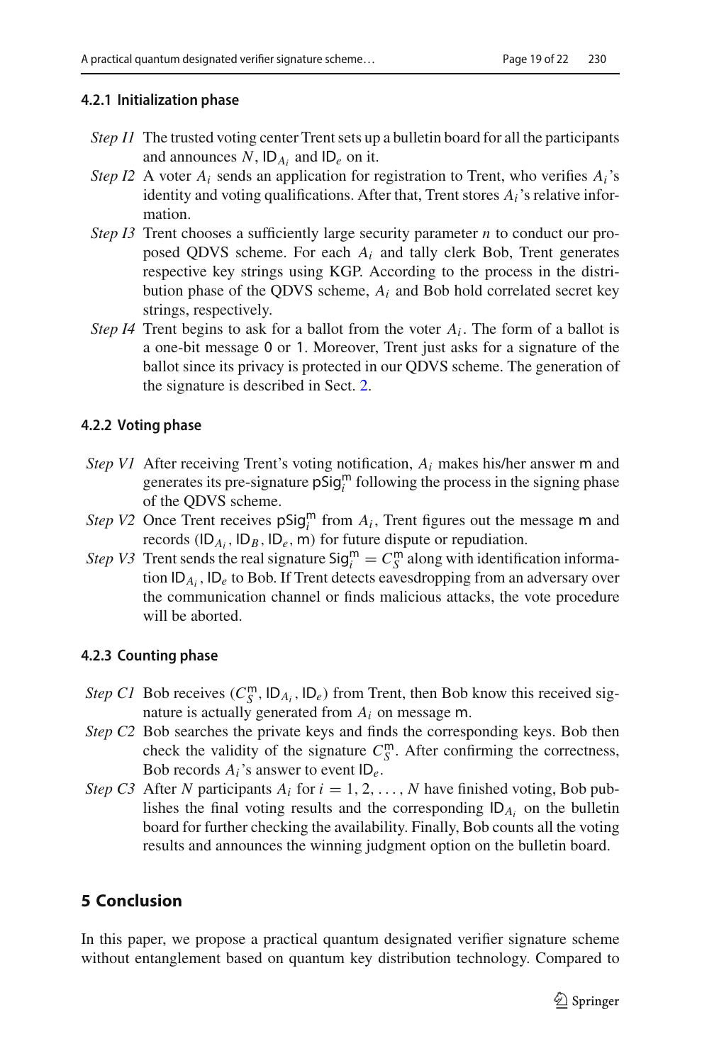#### 4.2.1 Initialization phase

*Step I1* The trusted voting center Trent sets up a bulletin board for all the participants and announces $N$, $\mathsf{ID}_{A_i}$ and $\mathsf{ID}_e$ on it.

*Step I2* A voter $A_i$ sends an application for registration to Trent, who verifies $A_i$'s identity and voting qualifications. After that, Trent stores $A_i$'s relative information.

*Step I3* Trent chooses a sufficiently large security parameter $n$ to conduct our proposed QDVS scheme. For each $A_i$ and tally clerk Bob, Trent generates respective key strings using KGP. According to the process in the distribution phase of the QDVS scheme, $A_i$ and Bob hold correlated secret key strings, respectively.

*Step I4* Trent begins to ask for a ballot from the voter $A_i$. The form of a ballot is a one-bit message 0 or 1. Moreover, Trent just asks for a signature of the ballot since its privacy is protected in our QDVS scheme. The generation of the signature is described in Sect. 2.

#### 4.2.2 Voting phase

*Step V1* After receiving Trent's voting notification, $A_i$ makes his/her answer $\mathsf{m}$ and generates its pre-signature $\mathsf{pSig}_i^{\mathsf{m}}$ following the process in the signing phase of the QDVS scheme.

*Step V2* Once Trent receives $\mathsf{pSig}_i^{\mathsf{m}}$ from $A_i$, Trent figures out the message $\mathsf{m}$ and records $(\mathsf{ID}_{A_i}, \mathsf{ID}_B, \mathsf{ID}_e, \mathsf{m})$ for future dispute or repudiation.

*Step V3* Trent sends the real signature $\mathsf{Sig}_i^{\mathsf{m}} = C_S^{\mathsf{m}}$ along with identification information $\mathsf{ID}_{A_i}$, $\mathsf{ID}_e$ to Bob. If Trent detects eavesdropping from an adversary over the communication channel or finds malicious attacks, the vote procedure will be aborted.

#### 4.2.3 Counting phase

*Step C1* Bob receives $(C_S^{\mathsf{m}}, \mathsf{ID}_{A_i}, \mathsf{ID}_e)$ from Trent, then Bob know this received signature is actually generated from $A_i$ on message $\mathsf{m}$.

*Step C2* Bob searches the private keys and finds the corresponding keys. Bob then check the validity of the signature $C_S^{\mathsf{m}}$. After confirming the correctness, Bob records $A_i$'s answer to event $\mathsf{ID}_e$.

*Step C3* After $N$ participants $A_i$ for $i = 1, 2, \ldots, N$ have finished voting, Bob publishes the final voting results and the corresponding $\mathsf{ID}_{A_i}$ on the bulletin board for further checking the availability. Finally, Bob counts all the voting results and announces the winning judgment option on the bulletin board.

## 5 Conclusion

In this paper, we propose a practical quantum designated verifier signature scheme without entanglement based on quantum key distribution technology. Compared to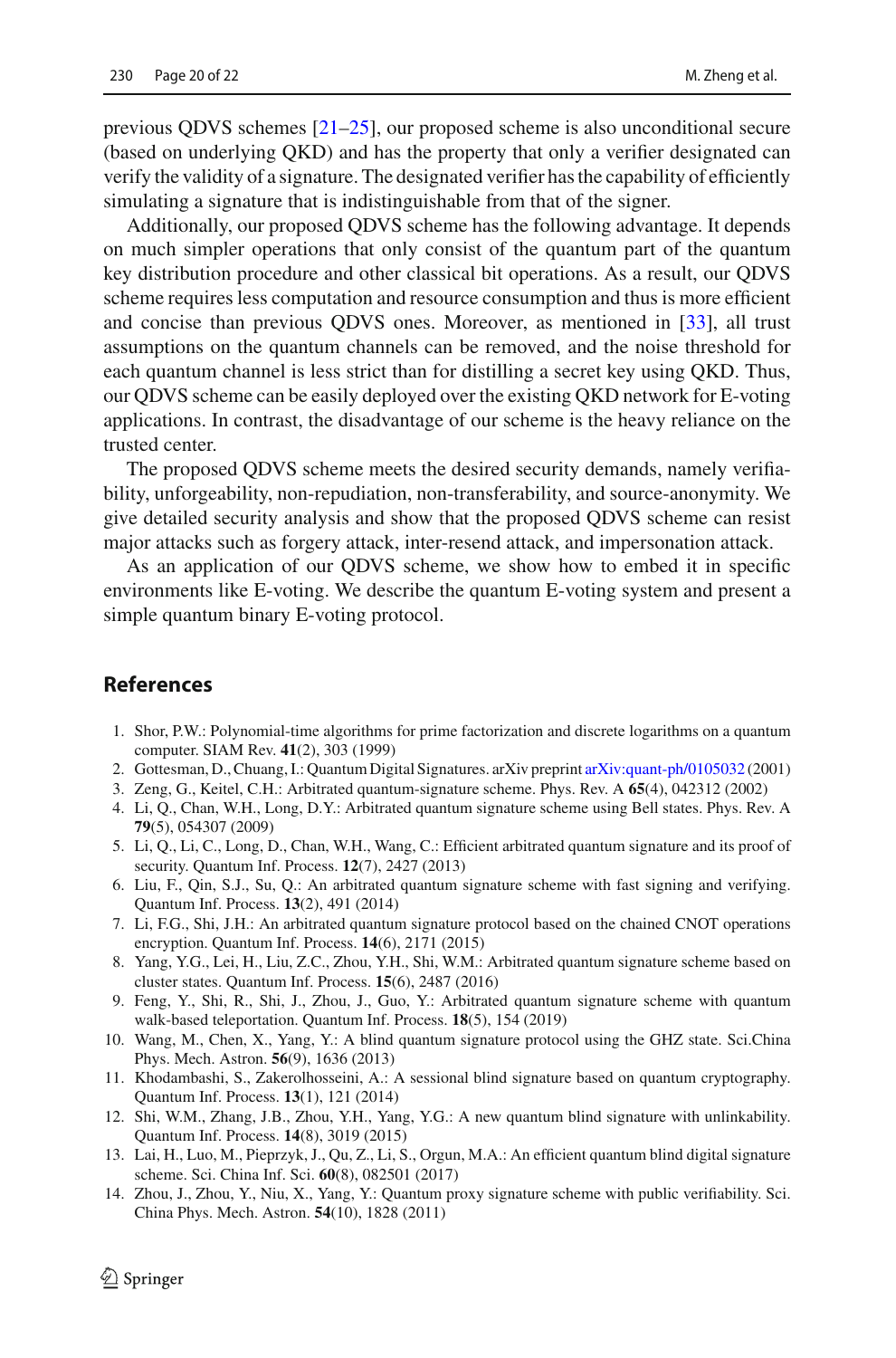previous QDVS schemes [21–25], our proposed scheme is also unconditional secure (based on underlying QKD) and has the property that only a verifier designated can verify the validity of a signature. The designated verifier has the capability of efficiently simulating a signature that is indistinguishable from that of the signer.

Additionally, our proposed QDVS scheme has the following advantage. It depends on much simpler operations that only consist of the quantum part of the quantum key distribution procedure and other classical bit operations. As a result, our QDVS scheme requires less computation and resource consumption and thus is more efficient and concise than previous QDVS ones. Moreover, as mentioned in [33], all trust assumptions on the quantum channels can be removed, and the noise threshold for each quantum channel is less strict than for distilling a secret key using QKD. Thus, our QDVS scheme can be easily deployed over the existing QKD network for E-voting applications. In contrast, the disadvantage of our scheme is the heavy reliance on the trusted center.

The proposed QDVS scheme meets the desired security demands, namely verifiability, unforgeability, non-repudiation, non-transferability, and source-anonymity. We give detailed security analysis and show that the proposed QDVS scheme can resist major attacks such as forgery attack, inter-resend attack, and impersonation attack.

As an application of our QDVS scheme, we show how to embed it in specific environments like E-voting. We describe the quantum E-voting system and present a simple quantum binary E-voting protocol.

## References

1. Shor, P.W.: Polynomial-time algorithms for prime factorization and discrete logarithms on a quantum computer. SIAM Rev. **41**(2), 303 (1999)
2. Gottesman, D., Chuang, I.: Quantum Digital Signatures. arXiv preprint arXiv:quant-ph/0105032 (2001)
3. Zeng, G., Keitel, C.H.: Arbitrated quantum-signature scheme. Phys. Rev. A **65**(4), 042312 (2002)
4. Li, Q., Chan, W.H., Long, D.Y.: Arbitrated quantum signature scheme using Bell states. Phys. Rev. A **79**(5), 054307 (2009)
5. Li, Q., Li, C., Long, D., Chan, W.H., Wang, C.: Efficient arbitrated quantum signature and its proof of security. Quantum Inf. Process. **12**(7), 2427 (2013)
6. Liu, F., Qin, S.J., Su, Q.: An arbitrated quantum signature scheme with fast signing and verifying. Quantum Inf. Process. **13**(2), 491 (2014)
7. Li, F.G., Shi, J.H.: An arbitrated quantum signature protocol based on the chained CNOT operations encryption. Quantum Inf. Process. **14**(6), 2171 (2015)
8. Yang, Y.G., Lei, H., Liu, Z.C., Zhou, Y.H., Shi, W.M.: Arbitrated quantum signature scheme based on cluster states. Quantum Inf. Process. **15**(6), 2487 (2016)
9. Feng, Y., Shi, R., Shi, J., Zhou, J., Guo, Y.: Arbitrated quantum signature scheme with quantum walk-based teleportation. Quantum Inf. Process. **18**(5), 154 (2019)
10. Wang, M., Chen, X., Yang, Y.: A blind quantum signature protocol using the GHZ state. Sci.China Phys. Mech. Astron. **56**(9), 1636 (2013)
11. Khodambashi, S., Zakerolhosseini, A.: A sessional blind signature based on quantum cryptography. Quantum Inf. Process. **13**(1), 121 (2014)
12. Shi, W.M., Zhang, J.B., Zhou, Y.H., Yang, Y.G.: A new quantum blind signature with unlinkability. Quantum Inf. Process. **14**(8), 3019 (2015)
13. Lai, H., Luo, M., Pieprzyk, J., Qu, Z., Li, S., Orgun, M.A.: An efficient quantum blind digital signature scheme. Sci. China Inf. Sci. **60**(8), 082501 (2017)
14. Zhou, J., Zhou, Y., Niu, X., Yang, Y.: Quantum proxy signature scheme with public verifiability. Sci. China Phys. Mech. Astron. **54**(10), 1828 (2011)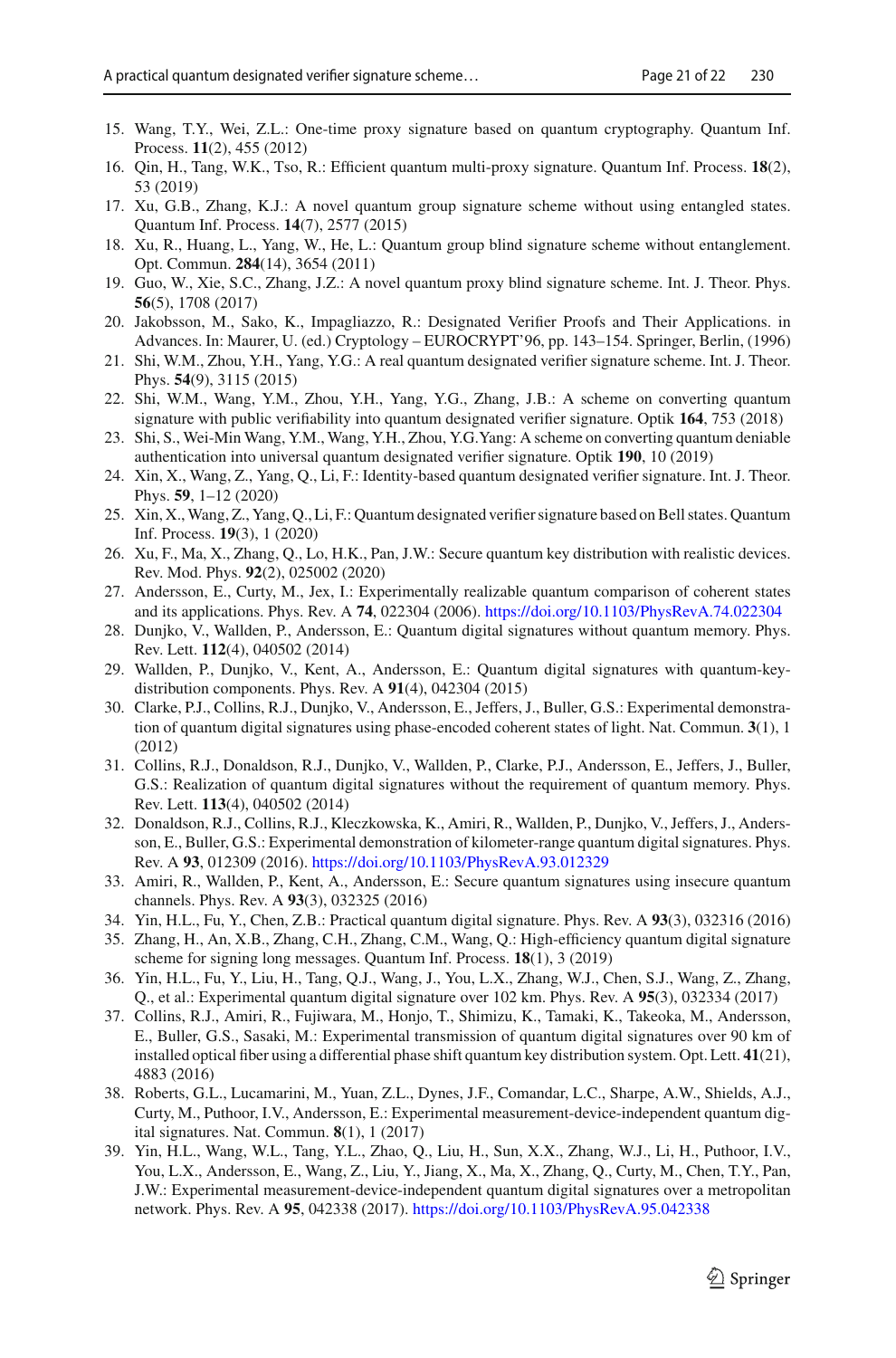15. Wang, T.Y., Wei, Z.L.: One-time proxy signature based on quantum cryptography. Quantum Inf. Process. **11**(2), 455 (2012)
16. Qin, H., Tang, W.K., Tso, R.: Efficient quantum multi-proxy signature. Quantum Inf. Process. **18**(2), 53 (2019)
17. Xu, G.B., Zhang, K.J.: A novel quantum group signature scheme without using entangled states. Quantum Inf. Process. **14**(7), 2577 (2015)
18. Xu, R., Huang, L., Yang, W., He, L.: Quantum group blind signature scheme without entanglement. Opt. Commun. **284**(14), 3654 (2011)
19. Guo, W., Xie, S.C., Zhang, J.Z.: A novel quantum proxy blind signature scheme. Int. J. Theor. Phys. **56**(5), 1708 (2017)
20. Jakobsson, M., Sako, K., Impagliazzo, R.: Designated Verifier Proofs and Their Applications. in Advances. In: Maurer, U. (ed.) Cryptology – EUROCRYPT'96, pp. 143–154. Springer, Berlin, (1996)
21. Shi, W.M., Zhou, Y.H., Yang, Y.G.: A real quantum designated verifier signature scheme. Int. J. Theor. Phys. **54**(9), 3115 (2015)
22. Shi, W.M., Wang, Y.M., Zhou, Y.H., Yang, Y.G., Zhang, J.B.: A scheme on converting quantum signature with public verifiability into quantum designated verifier signature. Optik **164**, 753 (2018)
23. Shi, S., Wei-Min Wang, Y.M., Wang, Y.H., Zhou, Y.G.Yang: A scheme on converting quantum deniable authentication into universal quantum designated verifier signature. Optik **190**, 10 (2019)
24. Xin, X., Wang, Z., Yang, Q., Li, F.: Identity-based quantum designated verifier signature. Int. J. Theor. Phys. **59**, 1–12 (2020)
25. Xin, X., Wang, Z., Yang, Q., Li, F.: Quantum designated verifier signature based on Bell states. Quantum Inf. Process. **19**(3), 1 (2020)
26. Xu, F., Ma, X., Zhang, Q., Lo, H.K., Pan, J.W.: Secure quantum key distribution with realistic devices. Rev. Mod. Phys. **92**(2), 025002 (2020)
27. Andersson, E., Curty, M., Jex, I.: Experimentally realizable quantum comparison of coherent states and its applications. Phys. Rev. A **74**, 022304 (2006). https://doi.org/10.1103/PhysRevA.74.022304
28. Dunjko, V., Wallden, P., Andersson, E.: Quantum digital signatures without quantum memory. Phys. Rev. Lett. **112**(4), 040502 (2014)
29. Wallden, P., Dunjko, V., Kent, A., Andersson, E.: Quantum digital signatures with quantum-key-distribution components. Phys. Rev. A **91**(4), 042304 (2015)
30. Clarke, P.J., Collins, R.J., Dunjko, V., Andersson, E., Jeffers, J., Buller, G.S.: Experimental demonstration of quantum digital signatures using phase-encoded coherent states of light. Nat. Commun. **3**(1), 1 (2012)
31. Collins, R.J., Donaldson, R.J., Dunjko, V., Wallden, P., Clarke, P.J., Andersson, E., Jeffers, J., Buller, G.S.: Realization of quantum digital signatures without the requirement of quantum memory. Phys. Rev. Lett. **113**(4), 040502 (2014)
32. Donaldson, R.J., Collins, R.J., Kleczkowska, K., Amiri, R., Wallden, P., Dunjko, V., Jeffers, J., Andersson, E., Buller, G.S.: Experimental demonstration of kilometer-range quantum digital signatures. Phys. Rev. A **93**, 012309 (2016). https://doi.org/10.1103/PhysRevA.93.012329
33. Amiri, R., Wallden, P., Kent, A., Andersson, E.: Secure quantum signatures using insecure quantum channels. Phys. Rev. A **93**(3), 032325 (2016)
34. Yin, H.L., Fu, Y., Chen, Z.B.: Practical quantum digital signature. Phys. Rev. A **93**(3), 032316 (2016)
35. Zhang, H., An, X.B., Zhang, C.H., Zhang, C.M., Wang, Q.: High-efficiency quantum digital signature scheme for signing long messages. Quantum Inf. Process. **18**(1), 3 (2019)
36. Yin, H.L., Fu, Y., Liu, H., Tang, Q.J., Wang, J., You, L.X., Zhang, W.J., Chen, S.J., Wang, Z., Zhang, Q., et al.: Experimental quantum digital signature over 102 km. Phys. Rev. A **95**(3), 032334 (2017)
37. Collins, R.J., Amiri, R., Fujiwara, M., Honjo, T., Shimizu, K., Tamaki, K., Takeoka, M., Andersson, E., Buller, G.S., Sasaki, M.: Experimental transmission of quantum digital signatures over 90 km of installed optical fiber using a differential phase shift quantum key distribution system. Opt. Lett. **41**(21), 4883 (2016)
38. Roberts, G.L., Lucamarini, M., Yuan, Z.L., Dynes, J.F., Comandar, L.C., Sharpe, A.W., Shields, A.J., Curty, M., Puthoor, I.V., Andersson, E.: Experimental measurement-device-independent quantum digital signatures. Nat. Commun. **8**(1), 1 (2017)
39. Yin, H.L., Wang, W.L., Tang, Y.L., Zhao, Q., Liu, H., Sun, X.X., Zhang, W.J., Li, H., Puthoor, I.V., You, L.X., Andersson, E., Wang, Z., Liu, Y., Jiang, X., Ma, X., Zhang, Q., Curty, M., Chen, T.Y., Pan, J.W.: Experimental measurement-device-independent quantum digital signatures over a metropolitan network. Phys. Rev. A **95**, 042338 (2017). https://doi.org/10.1103/PhysRevA.95.042338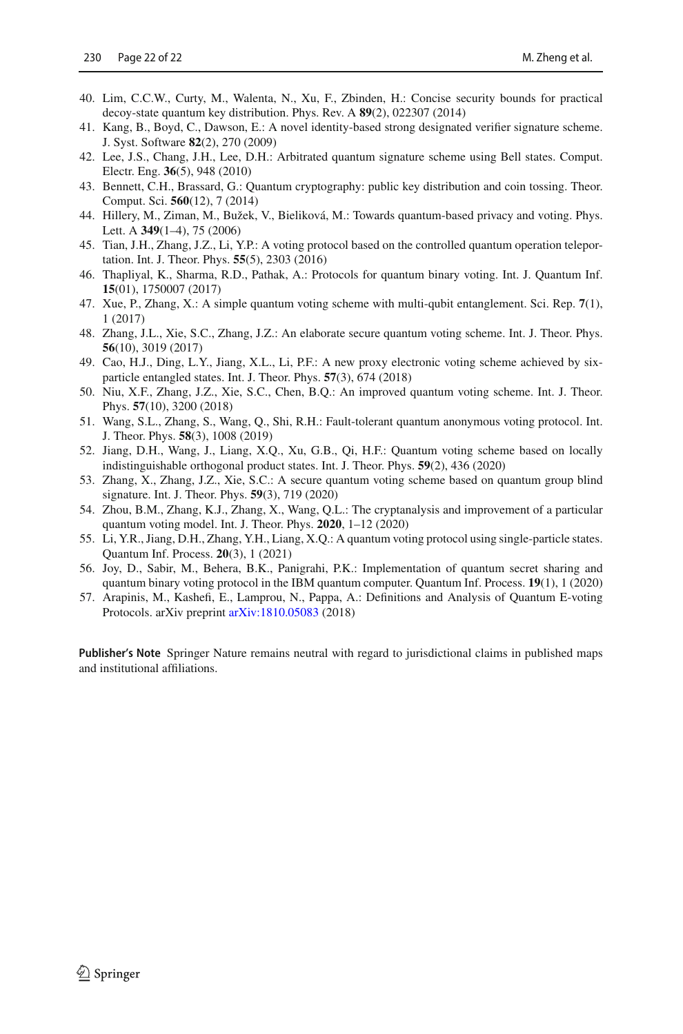40. Lim, C.C.W., Curty, M., Walenta, N., Xu, F., Zbinden, H.: Concise security bounds for practical decoy-state quantum key distribution. Phys. Rev. A **89**(2), 022307 (2014)
41. Kang, B., Boyd, C., Dawson, E.: A novel identity-based strong designated verifier signature scheme. J. Syst. Software **82**(2), 270 (2009)
42. Lee, J.S., Chang, J.H., Lee, D.H.: Arbitrated quantum signature scheme using Bell states. Comput. Electr. Eng. **36**(5), 948 (2010)
43. Bennett, C.H., Brassard, G.: Quantum cryptography: public key distribution and coin tossing. Theor. Comput. Sci. **560**(12), 7 (2014)
44. Hillery, M., Ziman, M., Bužek, V., Bieliková, M.: Towards quantum-based privacy and voting. Phys. Lett. A **349**(1–4), 75 (2006)
45. Tian, J.H., Zhang, J.Z., Li, Y.P.: A voting protocol based on the controlled quantum operation teleportation. Int. J. Theor. Phys. **55**(5), 2303 (2016)
46. Thapliyal, K., Sharma, R.D., Pathak, A.: Protocols for quantum binary voting. Int. J. Quantum Inf. **15**(01), 1750007 (2017)
47. Xue, P., Zhang, X.: A simple quantum voting scheme with multi-qubit entanglement. Sci. Rep. **7**(1), 1 (2017)
48. Zhang, J.L., Xie, S.C., Zhang, J.Z.: An elaborate secure quantum voting scheme. Int. J. Theor. Phys. **56**(10), 3019 (2017)
49. Cao, H.J., Ding, L.Y., Jiang, X.L., Li, P.F.: A new proxy electronic voting scheme achieved by six-particle entangled states. Int. J. Theor. Phys. **57**(3), 674 (2018)
50. Niu, X.F., Zhang, J.Z., Xie, S.C., Chen, B.Q.: An improved quantum voting scheme. Int. J. Theor. Phys. **57**(10), 3200 (2018)
51. Wang, S.L., Zhang, S., Wang, Q., Shi, R.H.: Fault-tolerant quantum anonymous voting protocol. Int. J. Theor. Phys. **58**(3), 1008 (2019)
52. Jiang, D.H., Wang, J., Liang, X.Q., Xu, G.B., Qi, H.F.: Quantum voting scheme based on locally indistinguishable orthogonal product states. Int. J. Theor. Phys. **59**(2), 436 (2020)
53. Zhang, X., Zhang, J.Z., Xie, S.C.: A secure quantum voting scheme based on quantum group blind signature. Int. J. Theor. Phys. **59**(3), 719 (2020)
54. Zhou, B.M., Zhang, K.J., Zhang, X., Wang, Q.L.: The cryptanalysis and improvement of a particular quantum voting model. Int. J. Theor. Phys. **2020**, 1–12 (2020)
55. Li, Y.R., Jiang, D.H., Zhang, Y.H., Liang, X.Q.: A quantum voting protocol using single-particle states. Quantum Inf. Process. **20**(3), 1 (2021)
56. Joy, D., Sabir, M., Behera, B.K., Panigrahi, P.K.: Implementation of quantum secret sharing and quantum binary voting protocol in the IBM quantum computer. Quantum Inf. Process. **19**(1), 1 (2020)
57. Arapinis, M., Kashefi, E., Lamprou, N., Pappa, A.: Definitions and Analysis of Quantum E-voting Protocols. arXiv preprint arXiv:1810.05083 (2018)

**Publisher's Note** Springer Nature remains neutral with regard to jurisdictional claims in published maps and institutional affiliations.